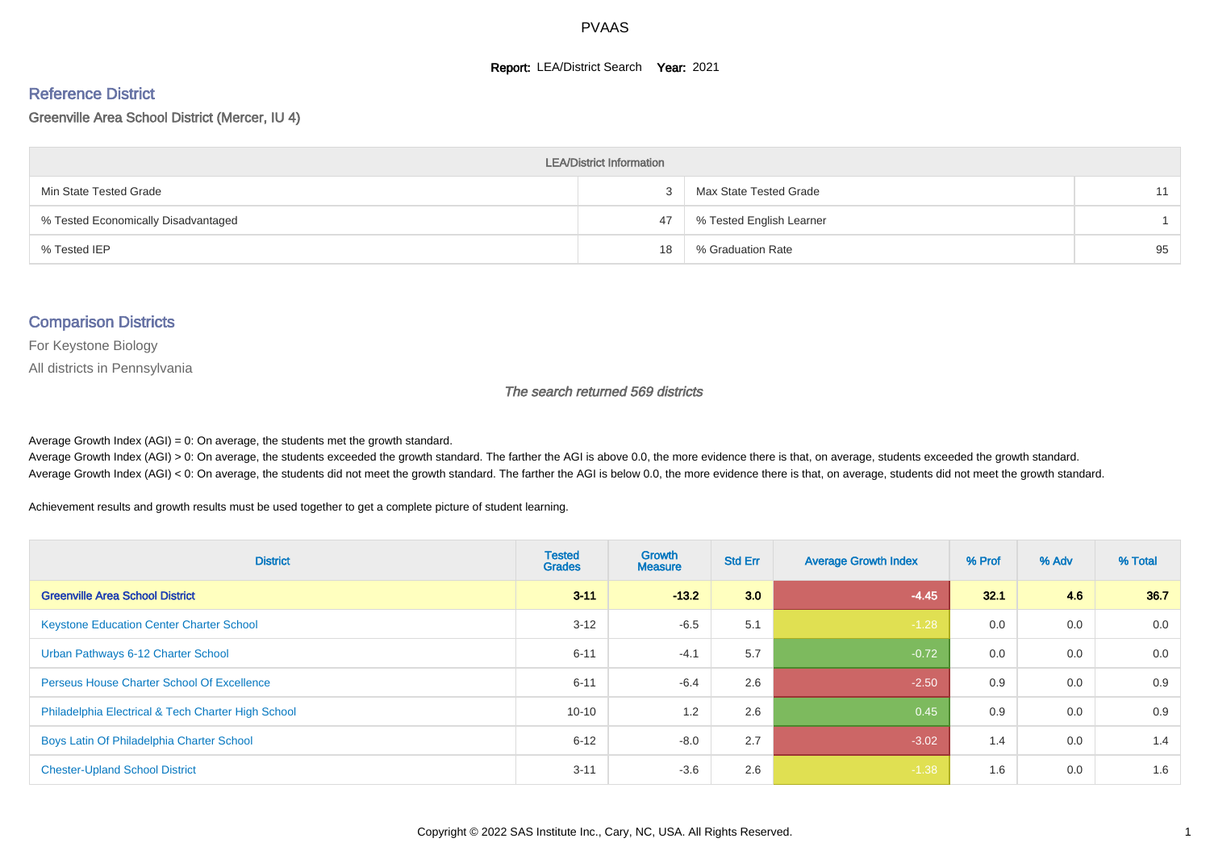# PVAAS

**Report:** LEA/District Search **Year:** 2021

## Reference District

Greenville Area School District (Mercer, IU 4)

| LEA/District Information | | | |
|---|---|---|---|
| Min State Tested Grade | 3 | Max State Tested Grade | 11 |
| % Tested Economically Disadvantaged | 47 | % Tested English Learner | 1 |
| % Tested IEP | 18 | % Graduation Rate | 95 |

## Comparison Districts

For Keystone Biology

All districts in Pennsylvania

*The search returned 569 districts*

Average Growth Index (AGI) = 0: On average, the students met the growth standard.
Average Growth Index (AGI) > 0: On average, the students exceeded the growth standard. The farther the AGI is above 0.0, the more evidence there is that, on average, students exceeded the growth standard.
Average Growth Index (AGI) < 0: On average, the students did not meet the growth standard. The farther the AGI is below 0.0, the more evidence there is that, on average, students did not meet the growth standard.

Achievement results and growth results must be used together to get a complete picture of student learning.

| District | Tested Grades | Growth Measure | Std Err | Average Growth Index | % Prof | % Adv | % Total |
|---|---|---|---|---|---|---|---|
| **Greenville Area School District** | **3-11** | **-13.2** | **3.0** | **-4.45** | **32.1** | **4.6** | **36.7** |
| Keystone Education Center Charter School | 3-12 | -6.5 | 5.1 | -1.28 | 0.0 | 0.0 | 0.0 |
| Urban Pathways 6-12 Charter School | 6-11 | -4.1 | 5.7 | -0.72 | 0.0 | 0.0 | 0.0 |
| Perseus House Charter School Of Excellence | 6-11 | -6.4 | 2.6 | -2.50 | 0.9 | 0.0 | 0.9 |
| Philadelphia Electrical & Tech Charter High School | 10-10 | 1.2 | 2.6 | 0.45 | 0.9 | 0.0 | 0.9 |
| Boys Latin Of Philadelphia Charter School | 6-12 | -8.0 | 2.7 | -3.02 | 1.4 | 0.0 | 1.4 |
| Chester-Upland School District | 3-11 | -3.6 | 2.6 | -1.38 | 1.6 | 0.0 | 1.6 |

Copyright © 2022 SAS Institute Inc., Cary, NC, USA. All Rights Reserved.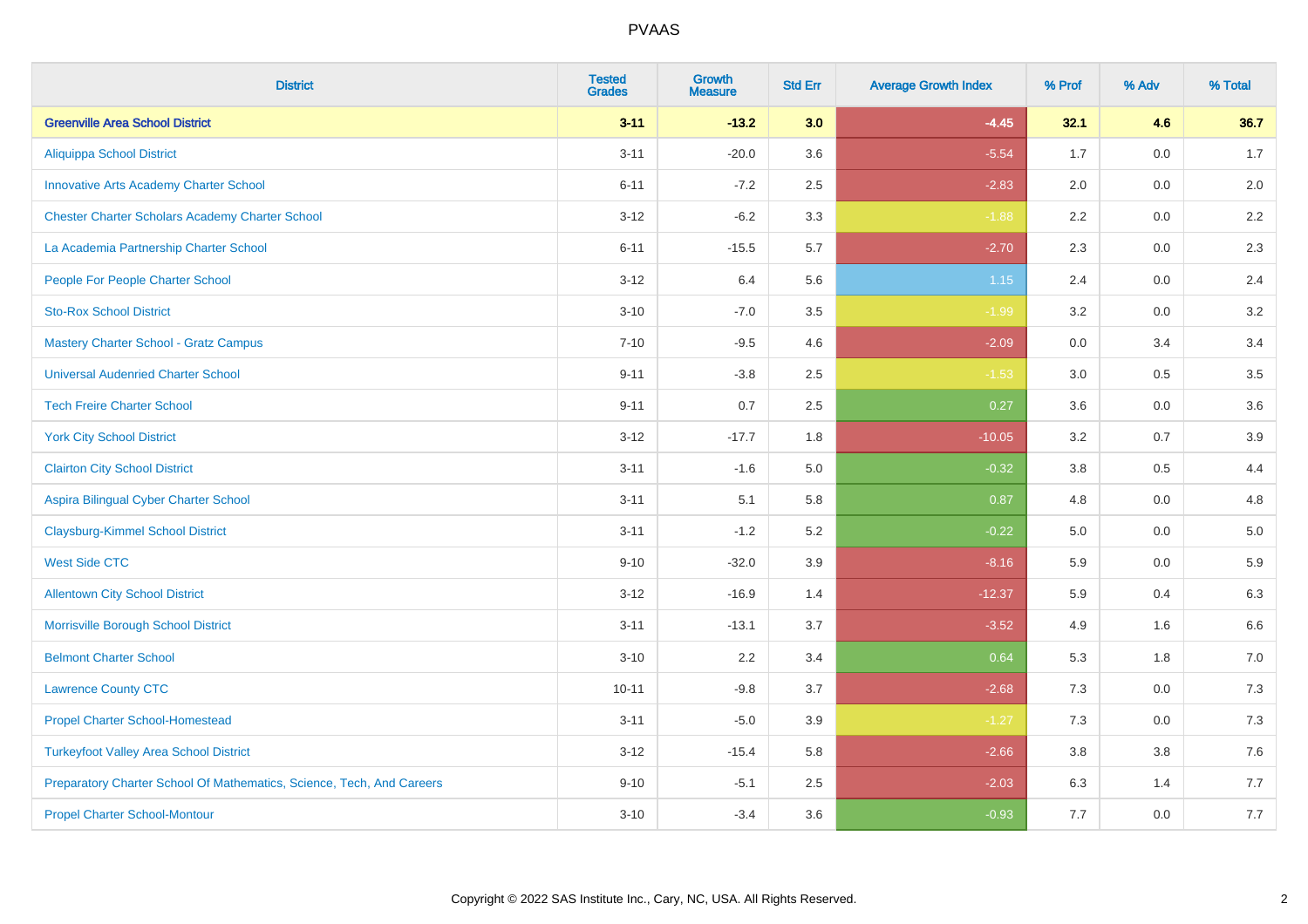# PVAAS

| District | Tested Grades | Growth Measure | Std Err | Average Growth Index | % Prof | % Adv | % Total |
|---|---|---|---|---|---|---|---|
| **Greenville Area School District** | **3-11** | **-13.2** | **3.0** | **-4.45** | **32.1** | **4.6** | **36.7** |
| Aliquippa School District | 3-11 | -20.0 | 3.6 | -5.54 | 1.7 | 0.0 | 1.7 |
| Innovative Arts Academy Charter School | 6-11 | -7.2 | 2.5 | -2.83 | 2.0 | 0.0 | 2.0 |
| Chester Charter Scholars Academy Charter School | 3-12 | -6.2 | 3.3 | -1.88 | 2.2 | 0.0 | 2.2 |
| La Academia Partnership Charter School | 6-11 | -15.5 | 5.7 | -2.70 | 2.3 | 0.0 | 2.3 |
| People For People Charter School | 3-12 | 6.4 | 5.6 | 1.15 | 2.4 | 0.0 | 2.4 |
| Sto-Rox School District | 3-10 | -7.0 | 3.5 | -1.99 | 3.2 | 0.0 | 3.2 |
| Mastery Charter School - Gratz Campus | 7-10 | -9.5 | 4.6 | -2.09 | 0.0 | 3.4 | 3.4 |
| Universal Audenried Charter School | 9-11 | -3.8 | 2.5 | -1.53 | 3.0 | 0.5 | 3.5 |
| Tech Freire Charter School | 9-11 | 0.7 | 2.5 | 0.27 | 3.6 | 0.0 | 3.6 |
| York City School District | 3-12 | -17.7 | 1.8 | -10.05 | 3.2 | 0.7 | 3.9 |
| Clairton City School District | 3-11 | -1.6 | 5.0 | -0.32 | 3.8 | 0.5 | 4.4 |
| Aspira Bilingual Cyber Charter School | 3-11 | 5.1 | 5.8 | 0.87 | 4.8 | 0.0 | 4.8 |
| Claysburg-Kimmel School District | 3-11 | -1.2 | 5.2 | -0.22 | 5.0 | 0.0 | 5.0 |
| West Side CTC | 9-10 | -32.0 | 3.9 | -8.16 | 5.9 | 0.0 | 5.9 |
| Allentown City School District | 3-12 | -16.9 | 1.4 | -12.37 | 5.9 | 0.4 | 6.3 |
| Morrisville Borough School District | 3-11 | -13.1 | 3.7 | -3.52 | 4.9 | 1.6 | 6.6 |
| Belmont Charter School | 3-10 | 2.2 | 3.4 | 0.64 | 5.3 | 1.8 | 7.0 |
| Lawrence County CTC | 10-11 | -9.8 | 3.7 | -2.68 | 7.3 | 0.0 | 7.3 |
| Propel Charter School-Homestead | 3-11 | -5.0 | 3.9 | -1.27 | 7.3 | 0.0 | 7.3 |
| Turkeyfoot Valley Area School District | 3-12 | -15.4 | 5.8 | -2.66 | 3.8 | 3.8 | 7.6 |
| Preparatory Charter School Of Mathematics, Science, Tech, And Careers | 9-10 | -5.1 | 2.5 | -2.03 | 6.3 | 1.4 | 7.7 |
| Propel Charter School-Montour | 3-10 | -3.4 | 3.6 | -0.93 | 7.7 | 0.0 | 7.7 |

Copyright © 2022 SAS Institute Inc., Cary, NC, USA. All Rights Reserved.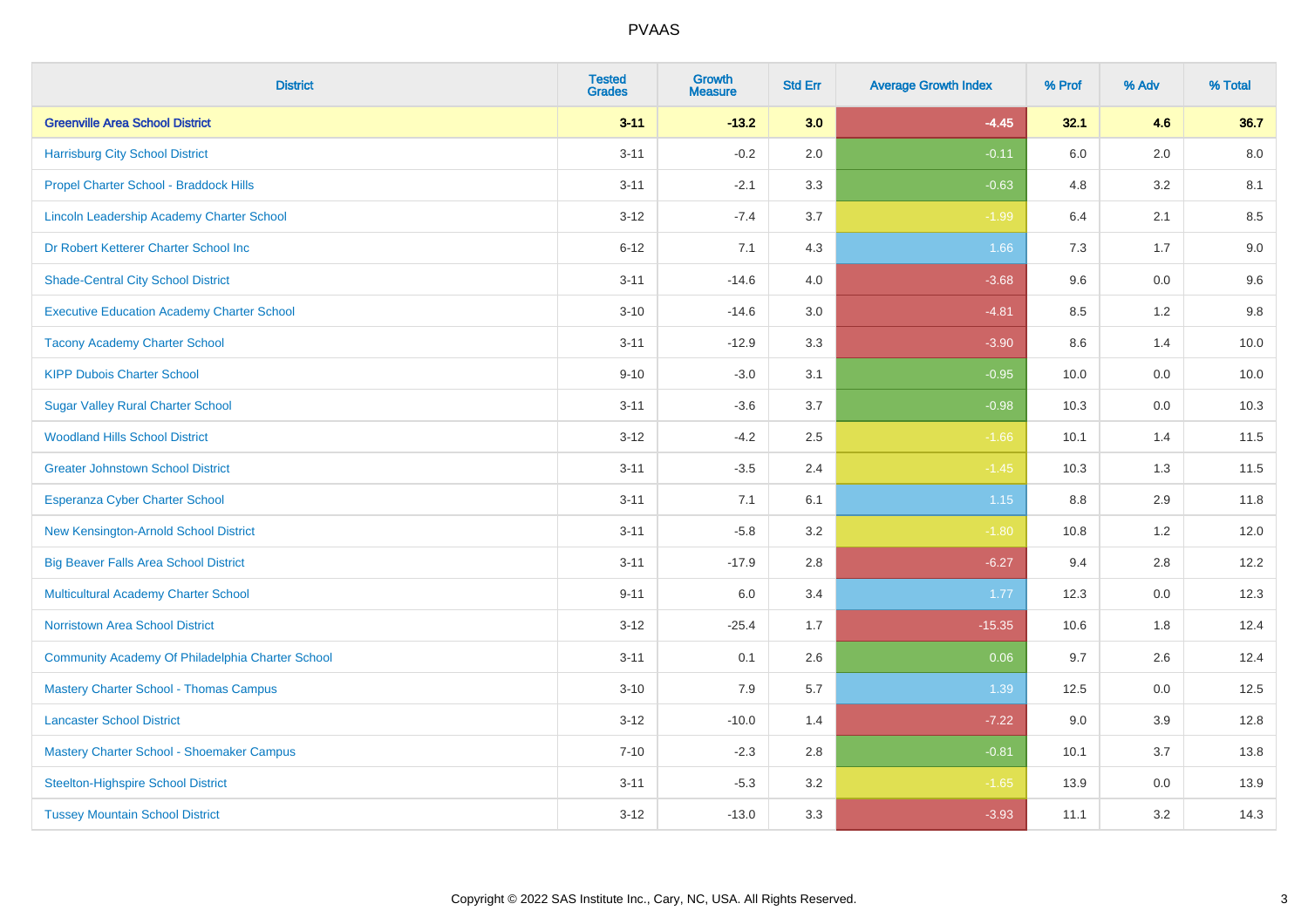| District | Tested Grades | Growth Measure | Std Err | Average Growth Index | % Prof | % Adv | % Total |
|---|---|---|---|---|---|---|---|
| **Greenville Area School District** | **3-11** | **-13.2** | **3.0** | **-4.45** | **32.1** | **4.6** | **36.7** |
| Harrisburg City School District | 3-11 | -0.2 | 2.0 | -0.11 | 6.0 | 2.0 | 8.0 |
| Propel Charter School - Braddock Hills | 3-11 | -2.1 | 3.3 | -0.63 | 4.8 | 3.2 | 8.1 |
| Lincoln Leadership Academy Charter School | 3-12 | -7.4 | 3.7 | -1.99 | 6.4 | 2.1 | 8.5 |
| Dr Robert Ketterer Charter School Inc | 6-12 | 7.1 | 4.3 | 1.66 | 7.3 | 1.7 | 9.0 |
| Shade-Central City School District | 3-11 | -14.6 | 4.0 | -3.68 | 9.6 | 0.0 | 9.6 |
| Executive Education Academy Charter School | 3-10 | -14.6 | 3.0 | -4.81 | 8.5 | 1.2 | 9.8 |
| Tacony Academy Charter School | 3-11 | -12.9 | 3.3 | -3.90 | 8.6 | 1.4 | 10.0 |
| KIPP Dubois Charter School | 9-10 | -3.0 | 3.1 | -0.95 | 10.0 | 0.0 | 10.0 |
| Sugar Valley Rural Charter School | 3-11 | -3.6 | 3.7 | -0.98 | 10.3 | 0.0 | 10.3 |
| Woodland Hills School District | 3-12 | -4.2 | 2.5 | -1.66 | 10.1 | 1.4 | 11.5 |
| Greater Johnstown School District | 3-11 | -3.5 | 2.4 | -1.45 | 10.3 | 1.3 | 11.5 |
| Esperanza Cyber Charter School | 3-11 | 7.1 | 6.1 | 1.15 | 8.8 | 2.9 | 11.8 |
| New Kensington-Arnold School District | 3-11 | -5.8 | 3.2 | -1.80 | 10.8 | 1.2 | 12.0 |
| Big Beaver Falls Area School District | 3-11 | -17.9 | 2.8 | -6.27 | 9.4 | 2.8 | 12.2 |
| Multicultural Academy Charter School | 9-11 | 6.0 | 3.4 | 1.77 | 12.3 | 0.0 | 12.3 |
| Norristown Area School District | 3-12 | -25.4 | 1.7 | -15.35 | 10.6 | 1.8 | 12.4 |
| Community Academy Of Philadelphia Charter School | 3-11 | 0.1 | 2.6 | 0.06 | 9.7 | 2.6 | 12.4 |
| Mastery Charter School - Thomas Campus | 3-10 | 7.9 | 5.7 | 1.39 | 12.5 | 0.0 | 12.5 |
| Lancaster School District | 3-12 | -10.0 | 1.4 | -7.22 | 9.0 | 3.9 | 12.8 |
| Mastery Charter School - Shoemaker Campus | 7-10 | -2.3 | 2.8 | -0.81 | 10.1 | 3.7 | 13.8 |
| Steelton-Highspire School District | 3-11 | -5.3 | 3.2 | -1.65 | 13.9 | 0.0 | 13.9 |
| Tussey Mountain School District | 3-12 | -13.0 | 3.3 | -3.93 | 11.1 | 3.2 | 14.3 |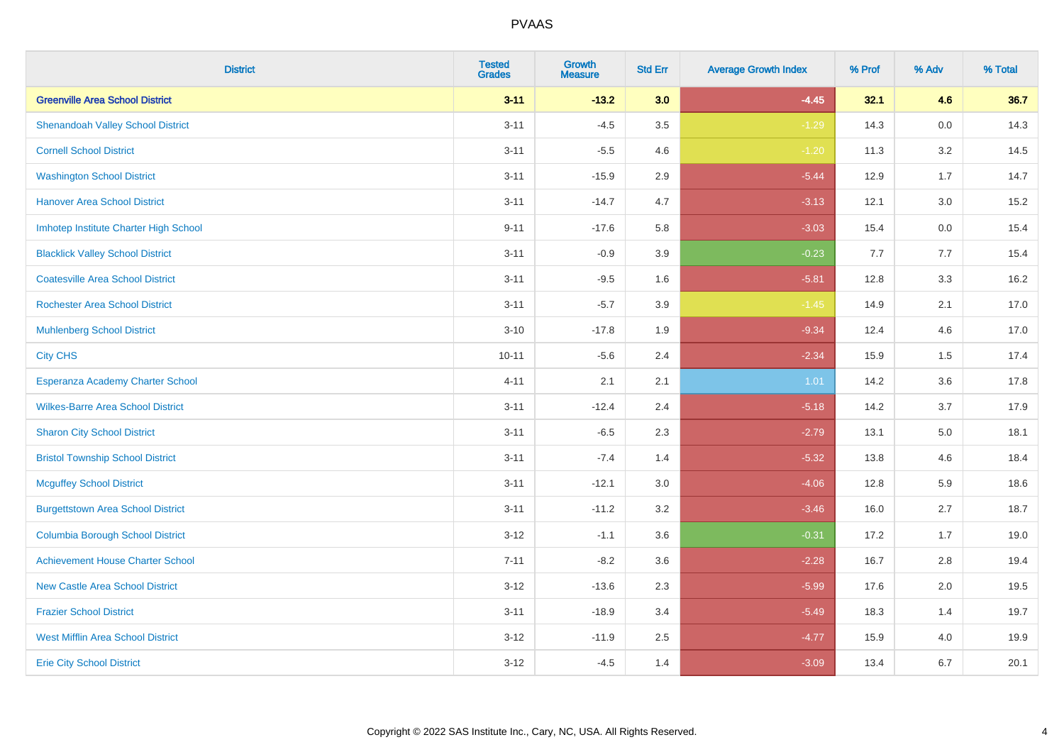| District | Tested Grades | Growth Measure | Std Err | Average Growth Index | % Prof | % Adv | % Total |
|---|---|---|---|---|---|---|---|
| **Greenville Area School District** | **3-11** | **-13.2** | **3.0** | **-4.45** | **32.1** | **4.6** | **36.7** |
| Shenandoah Valley School District | 3-11 | -4.5 | 3.5 | -1.29 | 14.3 | 0.0 | 14.3 |
| Cornell School District | 3-11 | -5.5 | 4.6 | -1.20 | 11.3 | 3.2 | 14.5 |
| Washington School District | 3-11 | -15.9 | 2.9 | -5.44 | 12.9 | 1.7 | 14.7 |
| Hanover Area School District | 3-11 | -14.7 | 4.7 | -3.13 | 12.1 | 3.0 | 15.2 |
| Imhotep Institute Charter High School | 9-11 | -17.6 | 5.8 | -3.03 | 15.4 | 0.0 | 15.4 |
| Blacklick Valley School District | 3-11 | -0.9 | 3.9 | -0.23 | 7.7 | 7.7 | 15.4 |
| Coatesville Area School District | 3-11 | -9.5 | 1.6 | -5.81 | 12.8 | 3.3 | 16.2 |
| Rochester Area School District | 3-11 | -5.7 | 3.9 | -1.45 | 14.9 | 2.1 | 17.0 |
| Muhlenberg School District | 3-10 | -17.8 | 1.9 | -9.34 | 12.4 | 4.6 | 17.0 |
| City CHS | 10-11 | -5.6 | 2.4 | -2.34 | 15.9 | 1.5 | 17.4 |
| Esperanza Academy Charter School | 4-11 | 2.1 | 2.1 | 1.01 | 14.2 | 3.6 | 17.8 |
| Wilkes-Barre Area School District | 3-11 | -12.4 | 2.4 | -5.18 | 14.2 | 3.7 | 17.9 |
| Sharon City School District | 3-11 | -6.5 | 2.3 | -2.79 | 13.1 | 5.0 | 18.1 |
| Bristol Township School District | 3-11 | -7.4 | 1.4 | -5.32 | 13.8 | 4.6 | 18.4 |
| Mcguffey School District | 3-11 | -12.1 | 3.0 | -4.06 | 12.8 | 5.9 | 18.6 |
| Burgettstown Area School District | 3-11 | -11.2 | 3.2 | -3.46 | 16.0 | 2.7 | 18.7 |
| Columbia Borough School District | 3-12 | -1.1 | 3.6 | -0.31 | 17.2 | 1.7 | 19.0 |
| Achievement House Charter School | 7-11 | -8.2 | 3.6 | -2.28 | 16.7 | 2.8 | 19.4 |
| New Castle Area School District | 3-12 | -13.6 | 2.3 | -5.99 | 17.6 | 2.0 | 19.5 |
| Frazier School District | 3-11 | -18.9 | 3.4 | -5.49 | 18.3 | 1.4 | 19.7 |
| West Mifflin Area School District | 3-12 | -11.9 | 2.5 | -4.77 | 15.9 | 4.0 | 19.9 |
| Erie City School District | 3-12 | -4.5 | 1.4 | -3.09 | 13.4 | 6.7 | 20.1 |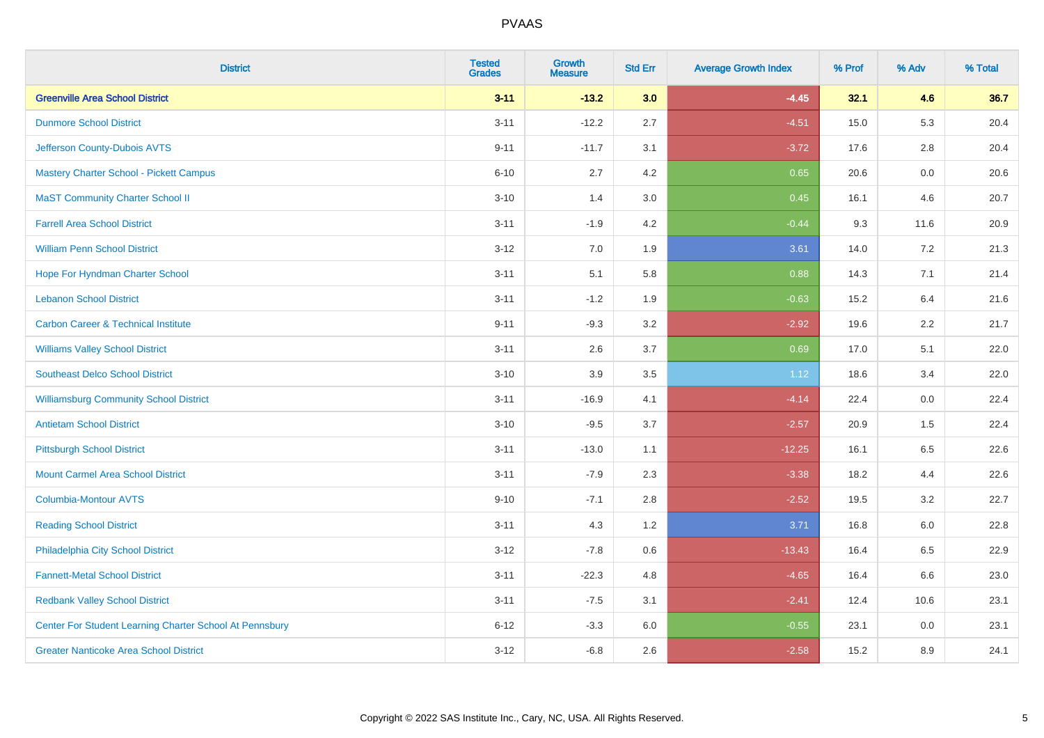# PVAAS

| District | Tested Grades | Growth Measure | Std Err | Average Growth Index | % Prof | % Adv | % Total |
|---|---|---|---|---|---|---|---|
| **Greenville Area School District** | **3-11** | **-13.2** | **3.0** | **-4.45** | **32.1** | **4.6** | **36.7** |
| Dunmore School District | 3-11 | -12.2 | 2.7 | -4.51 | 15.0 | 5.3 | 20.4 |
| Jefferson County-Dubois AVTS | 9-11 | -11.7 | 3.1 | -3.72 | 17.6 | 2.8 | 20.4 |
| Mastery Charter School - Pickett Campus | 6-10 | 2.7 | 4.2 | 0.65 | 20.6 | 0.0 | 20.6 |
| MaST Community Charter School II | 3-10 | 1.4 | 3.0 | 0.45 | 16.1 | 4.6 | 20.7 |
| Farrell Area School District | 3-11 | -1.9 | 4.2 | -0.44 | 9.3 | 11.6 | 20.9 |
| William Penn School District | 3-12 | 7.0 | 1.9 | 3.61 | 14.0 | 7.2 | 21.3 |
| Hope For Hyndman Charter School | 3-11 | 5.1 | 5.8 | 0.88 | 14.3 | 7.1 | 21.4 |
| Lebanon School District | 3-11 | -1.2 | 1.9 | -0.63 | 15.2 | 6.4 | 21.6 |
| Carbon Career & Technical Institute | 9-11 | -9.3 | 3.2 | -2.92 | 19.6 | 2.2 | 21.7 |
| Williams Valley School District | 3-11 | 2.6 | 3.7 | 0.69 | 17.0 | 5.1 | 22.0 |
| Southeast Delco School District | 3-10 | 3.9 | 3.5 | 1.12 | 18.6 | 3.4 | 22.0 |
| Williamsburg Community School District | 3-11 | -16.9 | 4.1 | -4.14 | 22.4 | 0.0 | 22.4 |
| Antietam School District | 3-10 | -9.5 | 3.7 | -2.57 | 20.9 | 1.5 | 22.4 |
| Pittsburgh School District | 3-11 | -13.0 | 1.1 | -12.25 | 16.1 | 6.5 | 22.6 |
| Mount Carmel Area School District | 3-11 | -7.9 | 2.3 | -3.38 | 18.2 | 4.4 | 22.6 |
| Columbia-Montour AVTS | 9-10 | -7.1 | 2.8 | -2.52 | 19.5 | 3.2 | 22.7 |
| Reading School District | 3-11 | 4.3 | 1.2 | 3.71 | 16.8 | 6.0 | 22.8 |
| Philadelphia City School District | 3-12 | -7.8 | 0.6 | -13.43 | 16.4 | 6.5 | 22.9 |
| Fannett-Metal School District | 3-11 | -22.3 | 4.8 | -4.65 | 16.4 | 6.6 | 23.0 |
| Redbank Valley School District | 3-11 | -7.5 | 3.1 | -2.41 | 12.4 | 10.6 | 23.1 |
| Center For Student Learning Charter School At Pennsbury | 6-12 | -3.3 | 6.0 | -0.55 | 23.1 | 0.0 | 23.1 |
| Greater Nanticoke Area School District | 3-12 | -6.8 | 2.6 | -2.58 | 15.2 | 8.9 | 24.1 |

Copyright © 2022 SAS Institute Inc., Cary, NC, USA. All Rights Reserved.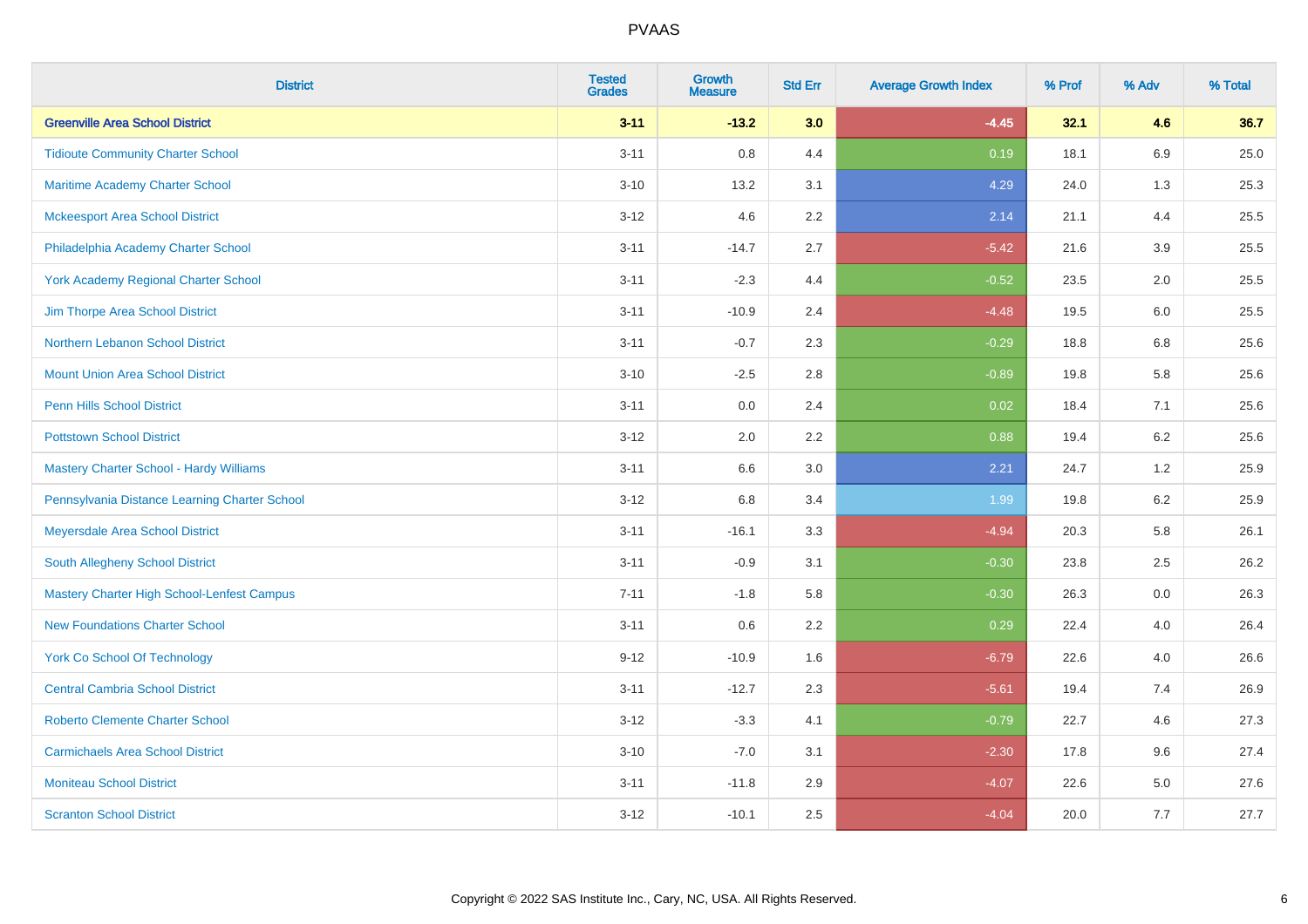| District | Tested Grades | Growth Measure | Std Err | Average Growth Index | % Prof | % Adv | % Total |
|---|---|---|---|---|---|---|---|
| **Greenville Area School District** | **3-11** | **-13.2** | **3.0** | **-4.45** | **32.1** | **4.6** | **36.7** |
| Tidioute Community Charter School | 3-11 | 0.8 | 4.4 | 0.19 | 18.1 | 6.9 | 25.0 |
| Maritime Academy Charter School | 3-10 | 13.2 | 3.1 | 4.29 | 24.0 | 1.3 | 25.3 |
| Mckeesport Area School District | 3-12 | 4.6 | 2.2 | 2.14 | 21.1 | 4.4 | 25.5 |
| Philadelphia Academy Charter School | 3-11 | -14.7 | 2.7 | -5.42 | 21.6 | 3.9 | 25.5 |
| York Academy Regional Charter School | 3-11 | -2.3 | 4.4 | -0.52 | 23.5 | 2.0 | 25.5 |
| Jim Thorpe Area School District | 3-11 | -10.9 | 2.4 | -4.48 | 19.5 | 6.0 | 25.5 |
| Northern Lebanon School District | 3-11 | -0.7 | 2.3 | -0.29 | 18.8 | 6.8 | 25.6 |
| Mount Union Area School District | 3-10 | -2.5 | 2.8 | -0.89 | 19.8 | 5.8 | 25.6 |
| Penn Hills School District | 3-11 | 0.0 | 2.4 | 0.02 | 18.4 | 7.1 | 25.6 |
| Pottstown School District | 3-12 | 2.0 | 2.2 | 0.88 | 19.4 | 6.2 | 25.6 |
| Mastery Charter School - Hardy Williams | 3-11 | 6.6 | 3.0 | 2.21 | 24.7 | 1.2 | 25.9 |
| Pennsylvania Distance Learning Charter School | 3-12 | 6.8 | 3.4 | 1.99 | 19.8 | 6.2 | 25.9 |
| Meyersdale Area School District | 3-11 | -16.1 | 3.3 | -4.94 | 20.3 | 5.8 | 26.1 |
| South Allegheny School District | 3-11 | -0.9 | 3.1 | -0.30 | 23.8 | 2.5 | 26.2 |
| Mastery Charter High School-Lenfest Campus | 7-11 | -1.8 | 5.8 | -0.30 | 26.3 | 0.0 | 26.3 |
| New Foundations Charter School | 3-11 | 0.6 | 2.2 | 0.29 | 22.4 | 4.0 | 26.4 |
| York Co School Of Technology | 9-12 | -10.9 | 1.6 | -6.79 | 22.6 | 4.0 | 26.6 |
| Central Cambria School District | 3-11 | -12.7 | 2.3 | -5.61 | 19.4 | 7.4 | 26.9 |
| Roberto Clemente Charter School | 3-12 | -3.3 | 4.1 | -0.79 | 22.7 | 4.6 | 27.3 |
| Carmichaels Area School District | 3-10 | -7.0 | 3.1 | -2.30 | 17.8 | 9.6 | 27.4 |
| Moniteau School District | 3-11 | -11.8 | 2.9 | -4.07 | 22.6 | 5.0 | 27.6 |
| Scranton School District | 3-12 | -10.1 | 2.5 | -4.04 | 20.0 | 7.7 | 27.7 |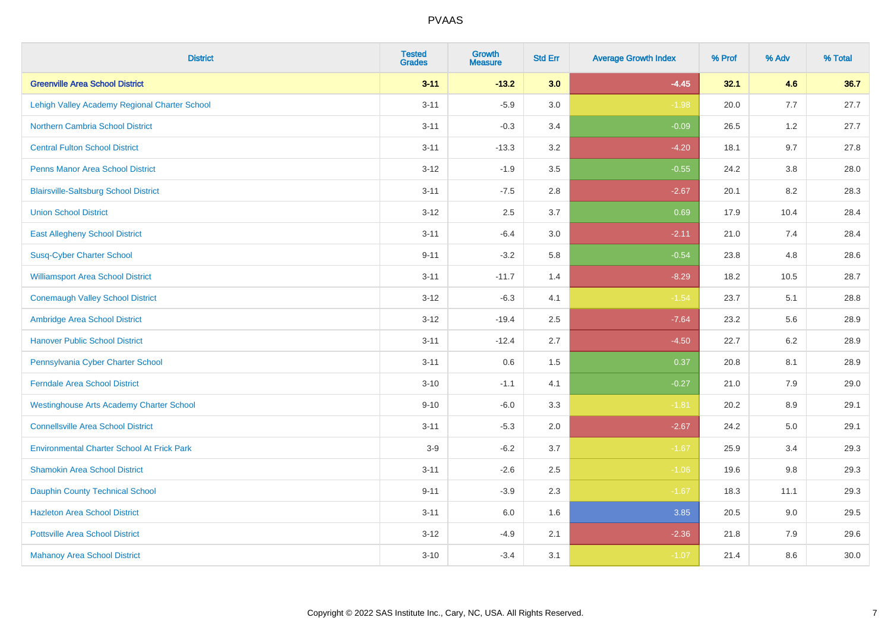# PVAAS

| District | Tested Grades | Growth Measure | Std Err | Average Growth Index | % Prof | % Adv | % Total |
|---|---|---|---|---|---|---|---|
| **Greenville Area School District** | **3-11** | **-13.2** | **3.0** | **-4.45** | **32.1** | **4.6** | **36.7** |
| Lehigh Valley Academy Regional Charter School | 3-11 | -5.9 | 3.0 | -1.98 | 20.0 | 7.7 | 27.7 |
| Northern Cambria School District | 3-11 | -0.3 | 3.4 | -0.09 | 26.5 | 1.2 | 27.7 |
| Central Fulton School District | 3-11 | -13.3 | 3.2 | -4.20 | 18.1 | 9.7 | 27.8 |
| Penns Manor Area School District | 3-12 | -1.9 | 3.5 | -0.55 | 24.2 | 3.8 | 28.0 |
| Blairsville-Saltsburg School District | 3-11 | -7.5 | 2.8 | -2.67 | 20.1 | 8.2 | 28.3 |
| Union School District | 3-12 | 2.5 | 3.7 | 0.69 | 17.9 | 10.4 | 28.4 |
| East Allegheny School District | 3-11 | -6.4 | 3.0 | -2.11 | 21.0 | 7.4 | 28.4 |
| Susq-Cyber Charter School | 9-11 | -3.2 | 5.8 | -0.54 | 23.8 | 4.8 | 28.6 |
| Williamsport Area School District | 3-11 | -11.7 | 1.4 | -8.29 | 18.2 | 10.5 | 28.7 |
| Conemaugh Valley School District | 3-12 | -6.3 | 4.1 | -1.54 | 23.7 | 5.1 | 28.8 |
| Ambridge Area School District | 3-12 | -19.4 | 2.5 | -7.64 | 23.2 | 5.6 | 28.9 |
| Hanover Public School District | 3-11 | -12.4 | 2.7 | -4.50 | 22.7 | 6.2 | 28.9 |
| Pennsylvania Cyber Charter School | 3-11 | 0.6 | 1.5 | 0.37 | 20.8 | 8.1 | 28.9 |
| Ferndale Area School District | 3-10 | -1.1 | 4.1 | -0.27 | 21.0 | 7.9 | 29.0 |
| Westinghouse Arts Academy Charter School | 9-10 | -6.0 | 3.3 | -1.81 | 20.2 | 8.9 | 29.1 |
| Connellsville Area School District | 3-11 | -5.3 | 2.0 | -2.67 | 24.2 | 5.0 | 29.1 |
| Environmental Charter School At Frick Park | 3-9 | -6.2 | 3.7 | -1.67 | 25.9 | 3.4 | 29.3 |
| Shamokin Area School District | 3-11 | -2.6 | 2.5 | -1.06 | 19.6 | 9.8 | 29.3 |
| Dauphin County Technical School | 9-11 | -3.9 | 2.3 | -1.67 | 18.3 | 11.1 | 29.3 |
| Hazleton Area School District | 3-11 | 6.0 | 1.6 | 3.85 | 20.5 | 9.0 | 29.5 |
| Pottsville Area School District | 3-12 | -4.9 | 2.1 | -2.36 | 21.8 | 7.9 | 29.6 |
| Mahanoy Area School District | 3-10 | -3.4 | 3.1 | -1.07 | 21.4 | 8.6 | 30.0 |

Copyright © 2022 SAS Institute Inc., Cary, NC, USA. All Rights Reserved.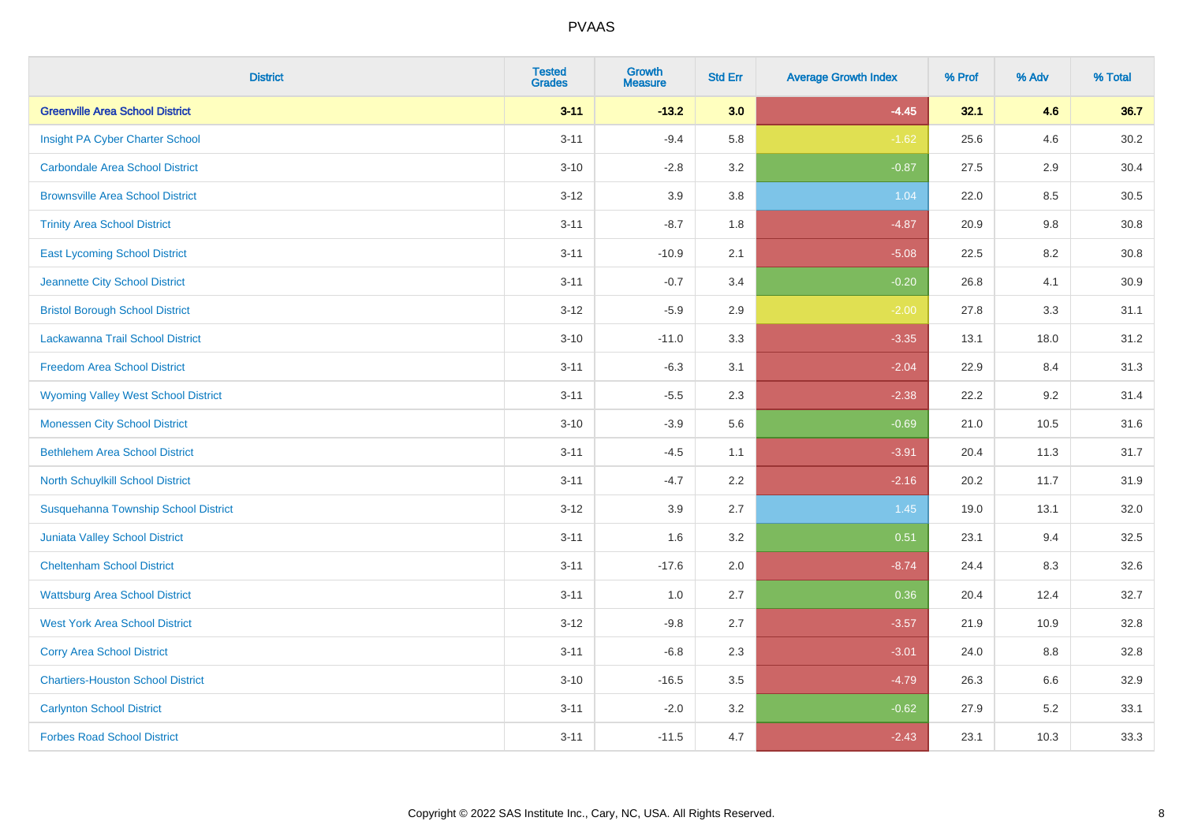# PVAAS

| District | Tested Grades | Growth Measure | Std Err | Average Growth Index | % Prof | % Adv | % Total |
|---|---|---|---|---|---|---|---|
| **Greenville Area School District** | **3-11** | **-13.2** | **3.0** | **-4.45** | **32.1** | **4.6** | **36.7** |
| Insight PA Cyber Charter School | 3-11 | -9.4 | 5.8 | -1.62 | 25.6 | 4.6 | 30.2 |
| Carbondale Area School District | 3-10 | -2.8 | 3.2 | -0.87 | 27.5 | 2.9 | 30.4 |
| Brownsville Area School District | 3-12 | 3.9 | 3.8 | 1.04 | 22.0 | 8.5 | 30.5 |
| Trinity Area School District | 3-11 | -8.7 | 1.8 | -4.87 | 20.9 | 9.8 | 30.8 |
| East Lycoming School District | 3-11 | -10.9 | 2.1 | -5.08 | 22.5 | 8.2 | 30.8 |
| Jeannette City School District | 3-11 | -0.7 | 3.4 | -0.20 | 26.8 | 4.1 | 30.9 |
| Bristol Borough School District | 3-12 | -5.9 | 2.9 | -2.00 | 27.8 | 3.3 | 31.1 |
| Lackawanna Trail School District | 3-10 | -11.0 | 3.3 | -3.35 | 13.1 | 18.0 | 31.2 |
| Freedom Area School District | 3-11 | -6.3 | 3.1 | -2.04 | 22.9 | 8.4 | 31.3 |
| Wyoming Valley West School District | 3-11 | -5.5 | 2.3 | -2.38 | 22.2 | 9.2 | 31.4 |
| Monessen City School District | 3-10 | -3.9 | 5.6 | -0.69 | 21.0 | 10.5 | 31.6 |
| Bethlehem Area School District | 3-11 | -4.5 | 1.1 | -3.91 | 20.4 | 11.3 | 31.7 |
| North Schuylkill School District | 3-11 | -4.7 | 2.2 | -2.16 | 20.2 | 11.7 | 31.9 |
| Susquehanna Township School District | 3-12 | 3.9 | 2.7 | 1.45 | 19.0 | 13.1 | 32.0 |
| Juniata Valley School District | 3-11 | 1.6 | 3.2 | 0.51 | 23.1 | 9.4 | 32.5 |
| Cheltenham School District | 3-11 | -17.6 | 2.0 | -8.74 | 24.4 | 8.3 | 32.6 |
| Wattsburg Area School District | 3-11 | 1.0 | 2.7 | 0.36 | 20.4 | 12.4 | 32.7 |
| West York Area School District | 3-12 | -9.8 | 2.7 | -3.57 | 21.9 | 10.9 | 32.8 |
| Corry Area School District | 3-11 | -6.8 | 2.3 | -3.01 | 24.0 | 8.8 | 32.8 |
| Chartiers-Houston School District | 3-10 | -16.5 | 3.5 | -4.79 | 26.3 | 6.6 | 32.9 |
| Carlynton School District | 3-11 | -2.0 | 3.2 | -0.62 | 27.9 | 5.2 | 33.1 |
| Forbes Road School District | 3-11 | -11.5 | 4.7 | -2.43 | 23.1 | 10.3 | 33.3 |

Copyright © 2022 SAS Institute Inc., Cary, NC, USA. All Rights Reserved.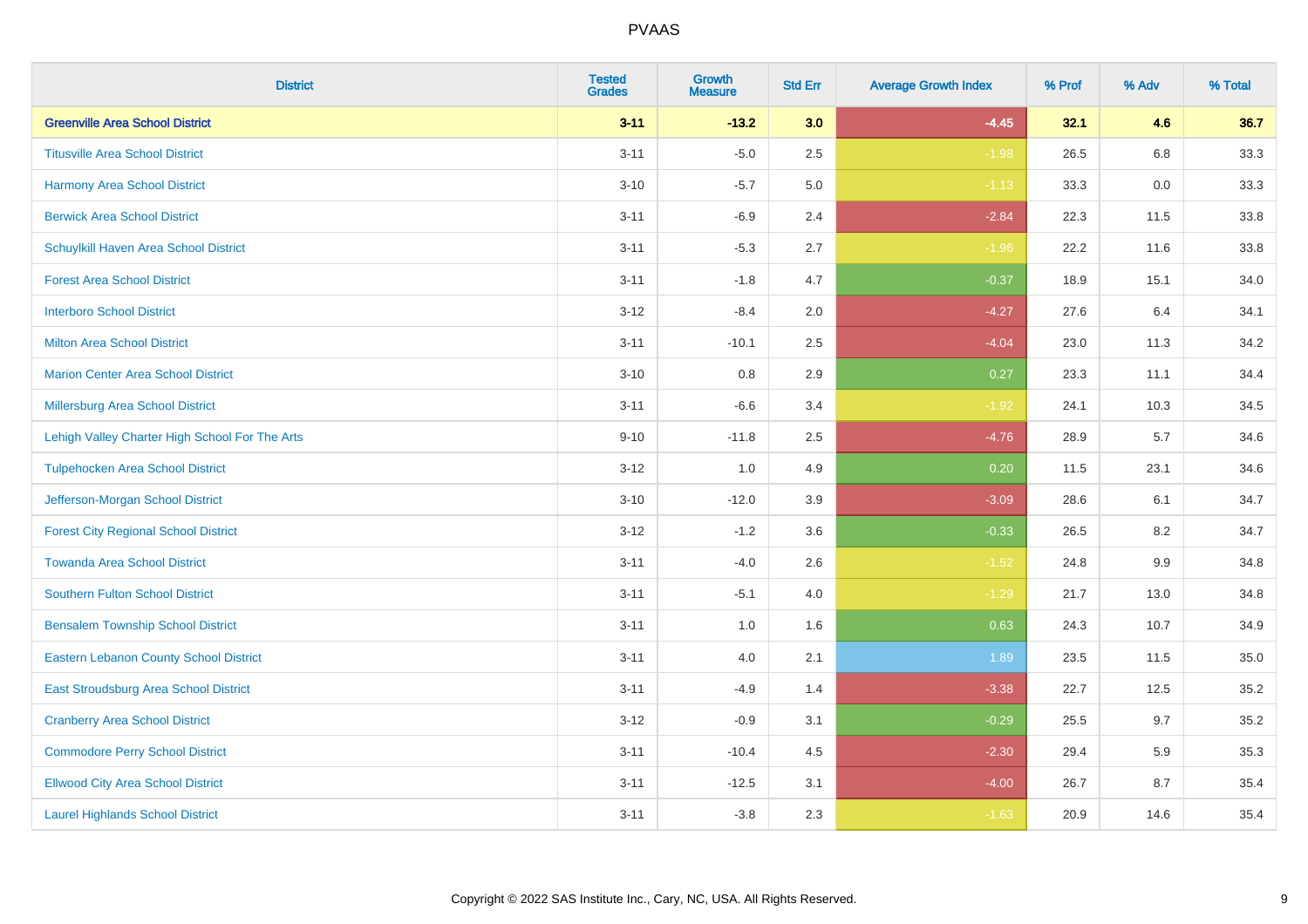# PVAAS

| District | Tested Grades | Growth Measure | Std Err | Average Growth Index | % Prof | % Adv | % Total |
|---|---|---|---|---|---|---|---|
| **Greenville Area School District** | **3-11** | **-13.2** | **3.0** | **-4.45** | **32.1** | **4.6** | **36.7** |
| Titusville Area School District | 3-11 | -5.0 | 2.5 | -1.98 | 26.5 | 6.8 | 33.3 |
| Harmony Area School District | 3-10 | -5.7 | 5.0 | -1.13 | 33.3 | 0.0 | 33.3 |
| Berwick Area School District | 3-11 | -6.9 | 2.4 | -2.84 | 22.3 | 11.5 | 33.8 |
| Schuylkill Haven Area School District | 3-11 | -5.3 | 2.7 | -1.96 | 22.2 | 11.6 | 33.8 |
| Forest Area School District | 3-11 | -1.8 | 4.7 | -0.37 | 18.9 | 15.1 | 34.0 |
| Interboro School District | 3-12 | -8.4 | 2.0 | -4.27 | 27.6 | 6.4 | 34.1 |
| Milton Area School District | 3-11 | -10.1 | 2.5 | -4.04 | 23.0 | 11.3 | 34.2 |
| Marion Center Area School District | 3-10 | 0.8 | 2.9 | 0.27 | 23.3 | 11.1 | 34.4 |
| Millersburg Area School District | 3-11 | -6.6 | 3.4 | -1.92 | 24.1 | 10.3 | 34.5 |
| Lehigh Valley Charter High School For The Arts | 9-10 | -11.8 | 2.5 | -4.76 | 28.9 | 5.7 | 34.6 |
| Tulpehocken Area School District | 3-12 | 1.0 | 4.9 | 0.20 | 11.5 | 23.1 | 34.6 |
| Jefferson-Morgan School District | 3-10 | -12.0 | 3.9 | -3.09 | 28.6 | 6.1 | 34.7 |
| Forest City Regional School District | 3-12 | -1.2 | 3.6 | -0.33 | 26.5 | 8.2 | 34.7 |
| Towanda Area School District | 3-11 | -4.0 | 2.6 | -1.52 | 24.8 | 9.9 | 34.8 |
| Southern Fulton School District | 3-11 | -5.1 | 4.0 | -1.29 | 21.7 | 13.0 | 34.8 |
| Bensalem Township School District | 3-11 | 1.0 | 1.6 | 0.63 | 24.3 | 10.7 | 34.9 |
| Eastern Lebanon County School District | 3-11 | 4.0 | 2.1 | 1.89 | 23.5 | 11.5 | 35.0 |
| East Stroudsburg Area School District | 3-11 | -4.9 | 1.4 | -3.38 | 22.7 | 12.5 | 35.2 |
| Cranberry Area School District | 3-12 | -0.9 | 3.1 | -0.29 | 25.5 | 9.7 | 35.2 |
| Commodore Perry School District | 3-11 | -10.4 | 4.5 | -2.30 | 29.4 | 5.9 | 35.3 |
| Ellwood City Area School District | 3-11 | -12.5 | 3.1 | -4.00 | 26.7 | 8.7 | 35.4 |
| Laurel Highlands School District | 3-11 | -3.8 | 2.3 | -1.63 | 20.9 | 14.6 | 35.4 |

Copyright © 2022 SAS Institute Inc., Cary, NC, USA. All Rights Reserved.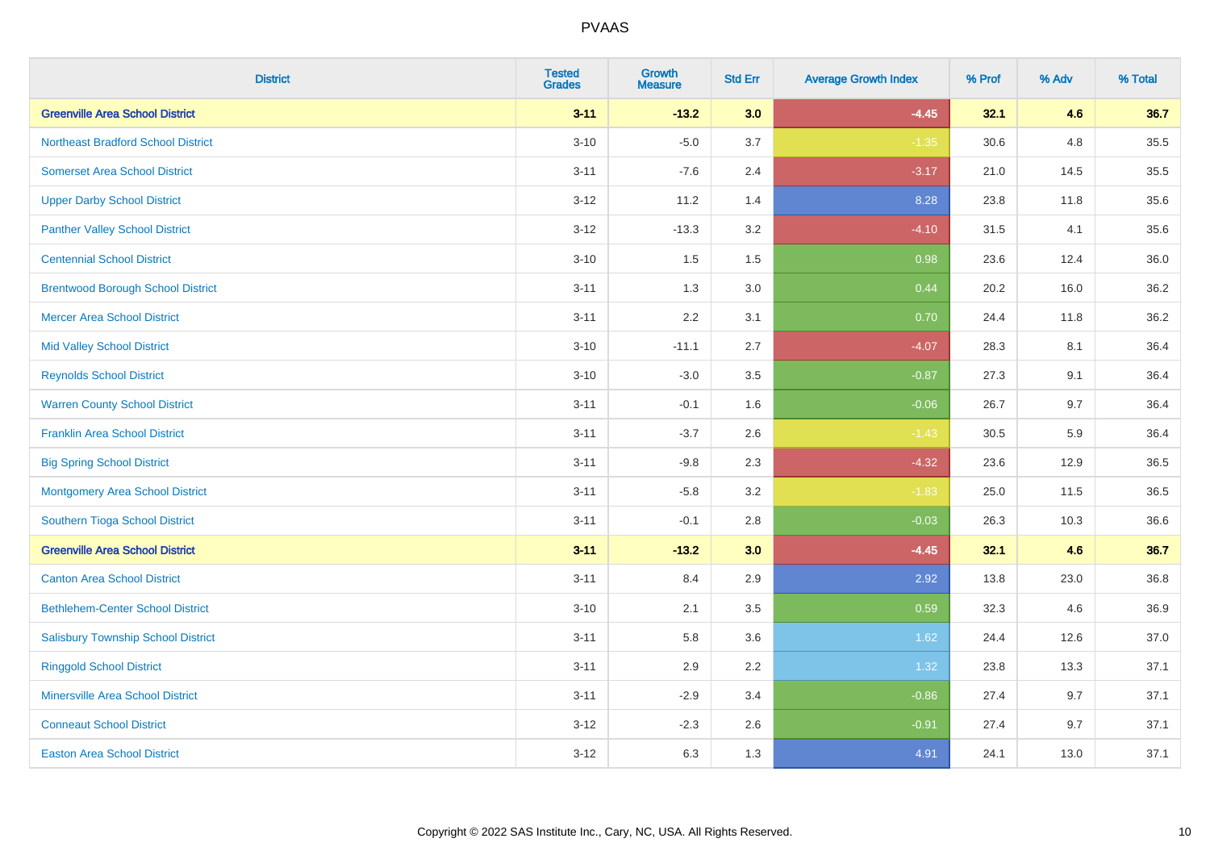| District | Tested Grades | Growth Measure | Std Err | Average Growth Index | % Prof | % Adv | % Total |
|---|---|---|---|---|---|---|---|
| **Greenville Area School District** | **3-11** | **-13.2** | **3.0** | **-4.45** | **32.1** | **4.6** | **36.7** |
| Northeast Bradford School District | 3-10 | -5.0 | 3.7 | -1.35 | 30.6 | 4.8 | 35.5 |
| Somerset Area School District | 3-11 | -7.6 | 2.4 | -3.17 | 21.0 | 14.5 | 35.5 |
| Upper Darby School District | 3-12 | 11.2 | 1.4 | 8.28 | 23.8 | 11.8 | 35.6 |
| Panther Valley School District | 3-12 | -13.3 | 3.2 | -4.10 | 31.5 | 4.1 | 35.6 |
| Centennial School District | 3-10 | 1.5 | 1.5 | 0.98 | 23.6 | 12.4 | 36.0 |
| Brentwood Borough School District | 3-11 | 1.3 | 3.0 | 0.44 | 20.2 | 16.0 | 36.2 |
| Mercer Area School District | 3-11 | 2.2 | 3.1 | 0.70 | 24.4 | 11.8 | 36.2 |
| Mid Valley School District | 3-10 | -11.1 | 2.7 | -4.07 | 28.3 | 8.1 | 36.4 |
| Reynolds School District | 3-10 | -3.0 | 3.5 | -0.87 | 27.3 | 9.1 | 36.4 |
| Warren County School District | 3-11 | -0.1 | 1.6 | -0.06 | 26.7 | 9.7 | 36.4 |
| Franklin Area School District | 3-11 | -3.7 | 2.6 | -1.43 | 30.5 | 5.9 | 36.4 |
| Big Spring School District | 3-11 | -9.8 | 2.3 | -4.32 | 23.6 | 12.9 | 36.5 |
| Montgomery Area School District | 3-11 | -5.8 | 3.2 | -1.83 | 25.0 | 11.5 | 36.5 |
| Southern Tioga School District | 3-11 | -0.1 | 2.8 | -0.03 | 26.3 | 10.3 | 36.6 |
| **Greenville Area School District** | **3-11** | **-13.2** | **3.0** | **-4.45** | **32.1** | **4.6** | **36.7** |
| Canton Area School District | 3-11 | 8.4 | 2.9 | 2.92 | 13.8 | 23.0 | 36.8 |
| Bethlehem-Center School District | 3-10 | 2.1 | 3.5 | 0.59 | 32.3 | 4.6 | 36.9 |
| Salisbury Township School District | 3-11 | 5.8 | 3.6 | 1.62 | 24.4 | 12.6 | 37.0 |
| Ringgold School District | 3-11 | 2.9 | 2.2 | 1.32 | 23.8 | 13.3 | 37.1 |
| Minersville Area School District | 3-11 | -2.9 | 3.4 | -0.86 | 27.4 | 9.7 | 37.1 |
| Conneaut School District | 3-12 | -2.3 | 2.6 | -0.91 | 27.4 | 9.7 | 37.1 |
| Easton Area School District | 3-12 | 6.3 | 1.3 | 4.91 | 24.1 | 13.0 | 37.1 |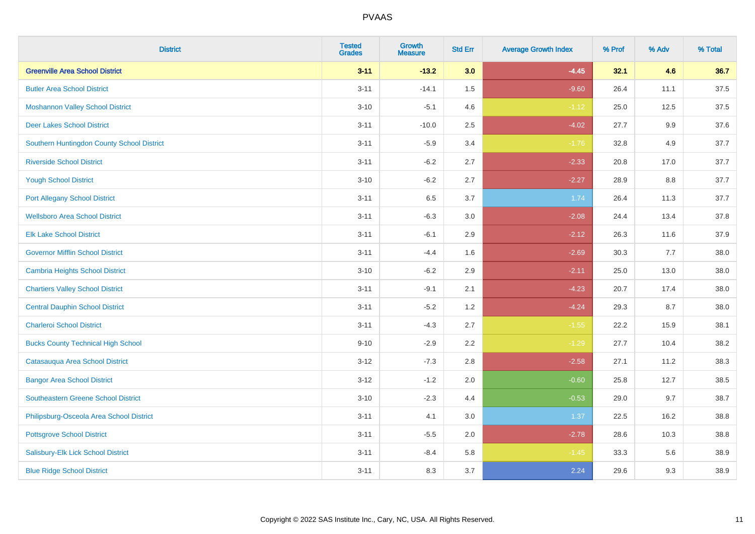| District | Tested Grades | Growth Measure | Std Err | Average Growth Index | % Prof | % Adv | % Total |
|---|---|---|---|---|---|---|---|
| **Greenville Area School District** | **3-11** | **-13.2** | **3.0** | **-4.45** | **32.1** | **4.6** | **36.7** |
| Butler Area School District | 3-11 | -14.1 | 1.5 | -9.60 | 26.4 | 11.1 | 37.5 |
| Moshannon Valley School District | 3-10 | -5.1 | 4.6 | -1.12 | 25.0 | 12.5 | 37.5 |
| Deer Lakes School District | 3-11 | -10.0 | 2.5 | -4.02 | 27.7 | 9.9 | 37.6 |
| Southern Huntingdon County School District | 3-11 | -5.9 | 3.4 | -1.76 | 32.8 | 4.9 | 37.7 |
| Riverside School District | 3-11 | -6.2 | 2.7 | -2.33 | 20.8 | 17.0 | 37.7 |
| Yough School District | 3-10 | -6.2 | 2.7 | -2.27 | 28.9 | 8.8 | 37.7 |
| Port Allegany School District | 3-11 | 6.5 | 3.7 | 1.74 | 26.4 | 11.3 | 37.7 |
| Wellsboro Area School District | 3-11 | -6.3 | 3.0 | -2.08 | 24.4 | 13.4 | 37.8 |
| Elk Lake School District | 3-11 | -6.1 | 2.9 | -2.12 | 26.3 | 11.6 | 37.9 |
| Governor Mifflin School District | 3-11 | -4.4 | 1.6 | -2.69 | 30.3 | 7.7 | 38.0 |
| Cambria Heights School District | 3-10 | -6.2 | 2.9 | -2.11 | 25.0 | 13.0 | 38.0 |
| Chartiers Valley School District | 3-11 | -9.1 | 2.1 | -4.23 | 20.7 | 17.4 | 38.0 |
| Central Dauphin School District | 3-11 | -5.2 | 1.2 | -4.24 | 29.3 | 8.7 | 38.0 |
| Charleroi School District | 3-11 | -4.3 | 2.7 | -1.55 | 22.2 | 15.9 | 38.1 |
| Bucks County Technical High School | 9-10 | -2.9 | 2.2 | -1.29 | 27.7 | 10.4 | 38.2 |
| Catasauqua Area School District | 3-12 | -7.3 | 2.8 | -2.58 | 27.1 | 11.2 | 38.3 |
| Bangor Area School District | 3-12 | -1.2 | 2.0 | -0.60 | 25.8 | 12.7 | 38.5 |
| Southeastern Greene School District | 3-10 | -2.3 | 4.4 | -0.53 | 29.0 | 9.7 | 38.7 |
| Philipsburg-Osceola Area School District | 3-11 | 4.1 | 3.0 | 1.37 | 22.5 | 16.2 | 38.8 |
| Pottsgrove School District | 3-11 | -5.5 | 2.0 | -2.78 | 28.6 | 10.3 | 38.8 |
| Salisbury-Elk Lick School District | 3-11 | -8.4 | 5.8 | -1.45 | 33.3 | 5.6 | 38.9 |
| Blue Ridge School District | 3-11 | 8.3 | 3.7 | 2.24 | 29.6 | 9.3 | 38.9 |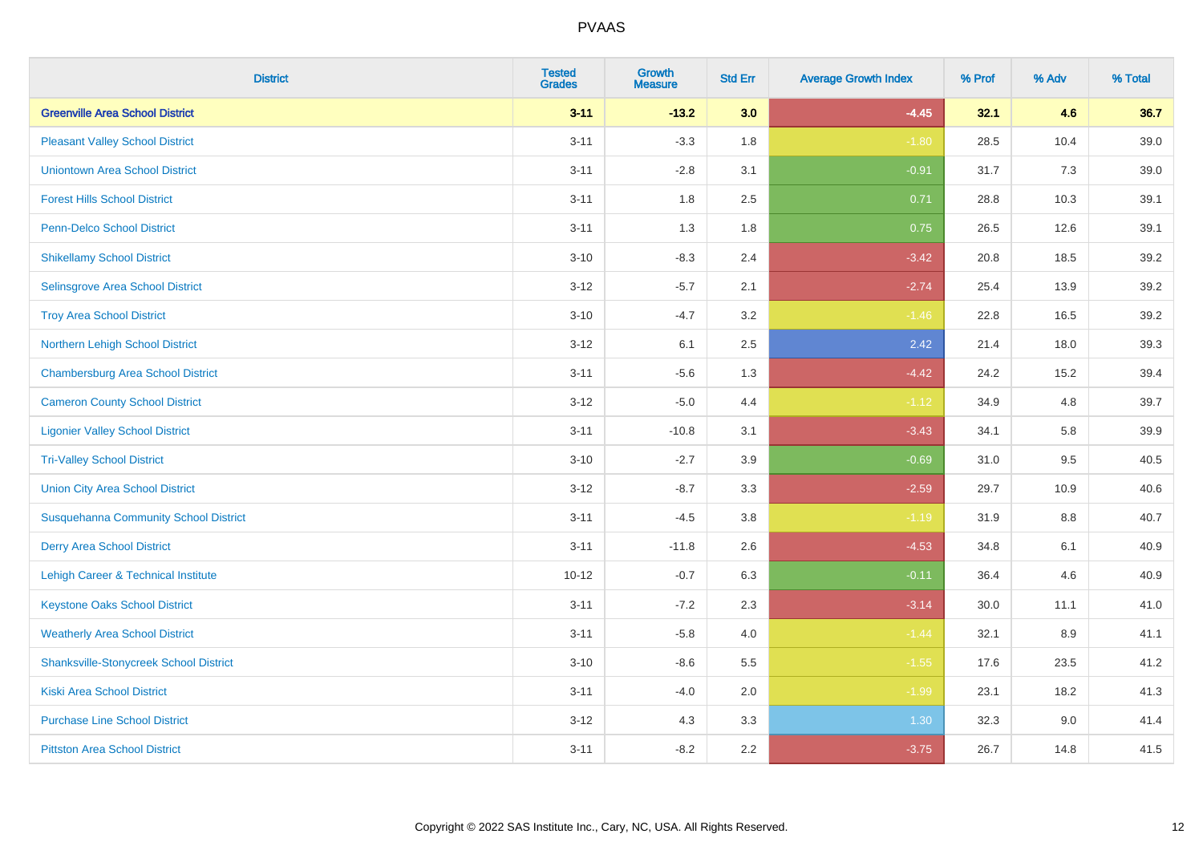# PVAAS

| District | Tested Grades | Growth Measure | Std Err | Average Growth Index | % Prof | % Adv | % Total |
|---|---|---|---|---|---|---|---|
| **Greenville Area School District** | **3-11** | **-13.2** | **3.0** | **-4.45** | **32.1** | **4.6** | **36.7** |
| Pleasant Valley School District | 3-11 | -3.3 | 1.8 | -1.80 | 28.5 | 10.4 | 39.0 |
| Uniontown Area School District | 3-11 | -2.8 | 3.1 | -0.91 | 31.7 | 7.3 | 39.0 |
| Forest Hills School District | 3-11 | 1.8 | 2.5 | 0.71 | 28.8 | 10.3 | 39.1 |
| Penn-Delco School District | 3-11 | 1.3 | 1.8 | 0.75 | 26.5 | 12.6 | 39.1 |
| Shikellamy School District | 3-10 | -8.3 | 2.4 | -3.42 | 20.8 | 18.5 | 39.2 |
| Selinsgrove Area School District | 3-12 | -5.7 | 2.1 | -2.74 | 25.4 | 13.9 | 39.2 |
| Troy Area School District | 3-10 | -4.7 | 3.2 | -1.46 | 22.8 | 16.5 | 39.2 |
| Northern Lehigh School District | 3-12 | 6.1 | 2.5 | 2.42 | 21.4 | 18.0 | 39.3 |
| Chambersburg Area School District | 3-11 | -5.6 | 1.3 | -4.42 | 24.2 | 15.2 | 39.4 |
| Cameron County School District | 3-12 | -5.0 | 4.4 | -1.12 | 34.9 | 4.8 | 39.7 |
| Ligonier Valley School District | 3-11 | -10.8 | 3.1 | -3.43 | 34.1 | 5.8 | 39.9 |
| Tri-Valley School District | 3-10 | -2.7 | 3.9 | -0.69 | 31.0 | 9.5 | 40.5 |
| Union City Area School District | 3-12 | -8.7 | 3.3 | -2.59 | 29.7 | 10.9 | 40.6 |
| Susquehanna Community School District | 3-11 | -4.5 | 3.8 | -1.19 | 31.9 | 8.8 | 40.7 |
| Derry Area School District | 3-11 | -11.8 | 2.6 | -4.53 | 34.8 | 6.1 | 40.9 |
| Lehigh Career & Technical Institute | 10-12 | -0.7 | 6.3 | -0.11 | 36.4 | 4.6 | 40.9 |
| Keystone Oaks School District | 3-11 | -7.2 | 2.3 | -3.14 | 30.0 | 11.1 | 41.0 |
| Weatherly Area School District | 3-11 | -5.8 | 4.0 | -1.44 | 32.1 | 8.9 | 41.1 |
| Shanksville-Stonycreek School District | 3-10 | -8.6 | 5.5 | -1.55 | 17.6 | 23.5 | 41.2 |
| Kiski Area School District | 3-11 | -4.0 | 2.0 | -1.99 | 23.1 | 18.2 | 41.3 |
| Purchase Line School District | 3-12 | 4.3 | 3.3 | 1.30 | 32.3 | 9.0 | 41.4 |
| Pittston Area School District | 3-11 | -8.2 | 2.2 | -3.75 | 26.7 | 14.8 | 41.5 |

Copyright © 2022 SAS Institute Inc., Cary, NC, USA. All Rights Reserved.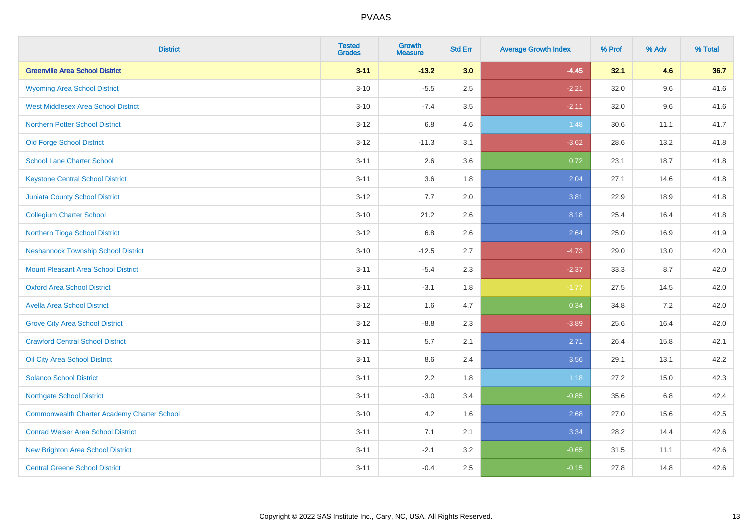# PVAAS

| District | Tested Grades | Growth Measure | Std Err | Average Growth Index | % Prof | % Adv | % Total |
|---|---|---|---|---|---|---|---|
| **Greenville Area School District** | **3-11** | **-13.2** | **3.0** | **-4.45** | **32.1** | **4.6** | **36.7** |
| Wyoming Area School District | 3-10 | -5.5 | 2.5 | -2.21 | 32.0 | 9.6 | 41.6 |
| West Middlesex Area School District | 3-10 | -7.4 | 3.5 | -2.11 | 32.0 | 9.6 | 41.6 |
| Northern Potter School District | 3-12 | 6.8 | 4.6 | 1.48 | 30.6 | 11.1 | 41.7 |
| Old Forge School District | 3-12 | -11.3 | 3.1 | -3.62 | 28.6 | 13.2 | 41.8 |
| School Lane Charter School | 3-11 | 2.6 | 3.6 | 0.72 | 23.1 | 18.7 | 41.8 |
| Keystone Central School District | 3-11 | 3.6 | 1.8 | 2.04 | 27.1 | 14.6 | 41.8 |
| Juniata County School District | 3-12 | 7.7 | 2.0 | 3.81 | 22.9 | 18.9 | 41.8 |
| Collegium Charter School | 3-10 | 21.2 | 2.6 | 8.18 | 25.4 | 16.4 | 41.8 |
| Northern Tioga School District | 3-12 | 6.8 | 2.6 | 2.64 | 25.0 | 16.9 | 41.9 |
| Neshannock Township School District | 3-10 | -12.5 | 2.7 | -4.73 | 29.0 | 13.0 | 42.0 |
| Mount Pleasant Area School District | 3-11 | -5.4 | 2.3 | -2.37 | 33.3 | 8.7 | 42.0 |
| Oxford Area School District | 3-11 | -3.1 | 1.8 | -1.77 | 27.5 | 14.5 | 42.0 |
| Avella Area School District | 3-12 | 1.6 | 4.7 | 0.34 | 34.8 | 7.2 | 42.0 |
| Grove City Area School District | 3-12 | -8.8 | 2.3 | -3.89 | 25.6 | 16.4 | 42.0 |
| Crawford Central School District | 3-11 | 5.7 | 2.1 | 2.71 | 26.4 | 15.8 | 42.1 |
| Oil City Area School District | 3-11 | 8.6 | 2.4 | 3.56 | 29.1 | 13.1 | 42.2 |
| Solanco School District | 3-11 | 2.2 | 1.8 | 1.18 | 27.2 | 15.0 | 42.3 |
| Northgate School District | 3-11 | -3.0 | 3.4 | -0.85 | 35.6 | 6.8 | 42.4 |
| Commonwealth Charter Academy Charter School | 3-10 | 4.2 | 1.6 | 2.68 | 27.0 | 15.6 | 42.5 |
| Conrad Weiser Area School District | 3-11 | 7.1 | 2.1 | 3.34 | 28.2 | 14.4 | 42.6 |
| New Brighton Area School District | 3-11 | -2.1 | 3.2 | -0.65 | 31.5 | 11.1 | 42.6 |
| Central Greene School District | 3-11 | -0.4 | 2.5 | -0.15 | 27.8 | 14.8 | 42.6 |

Copyright © 2022 SAS Institute Inc., Cary, NC, USA. All Rights Reserved.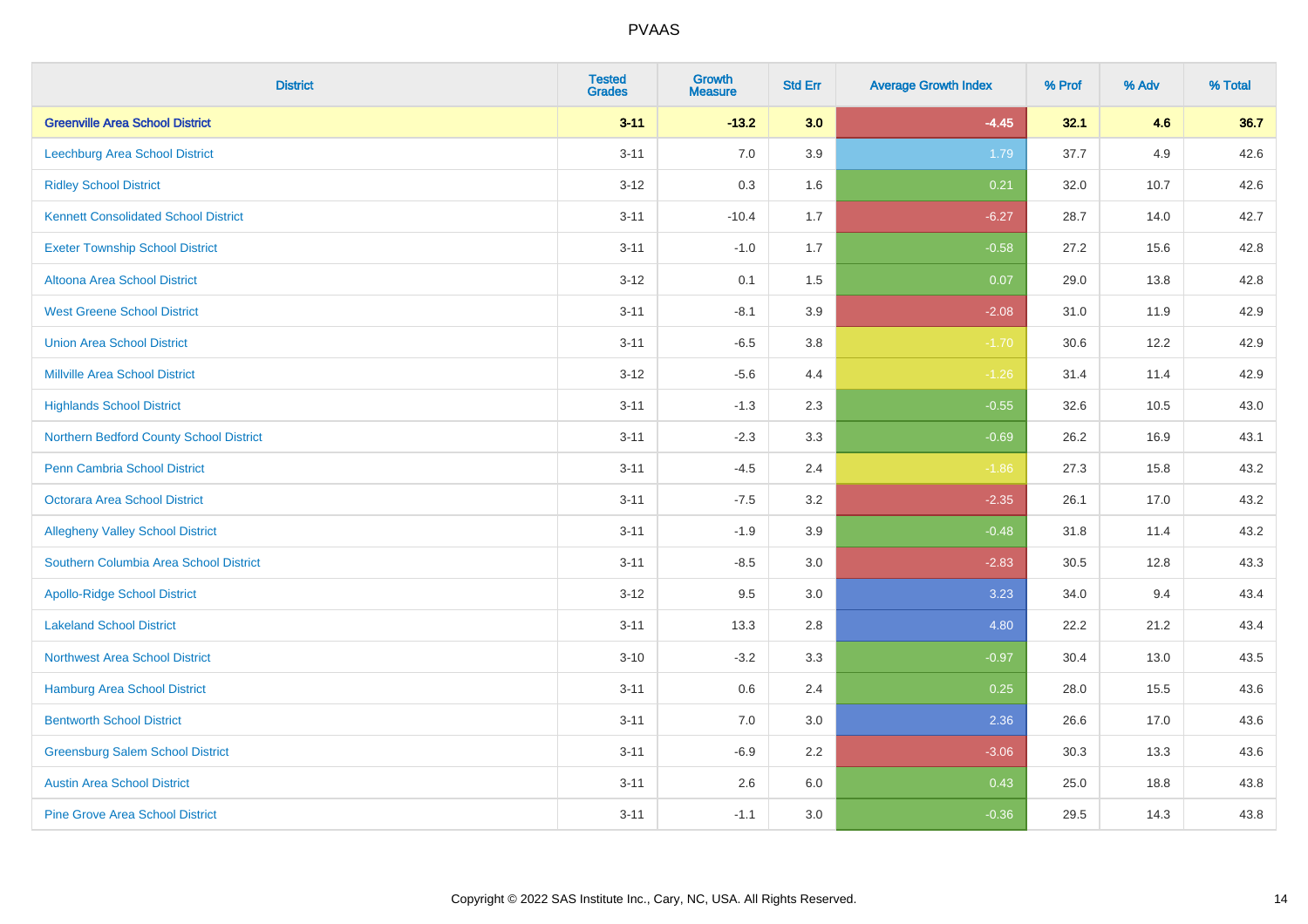| District | Tested Grades | Growth Measure | Std Err | Average Growth Index | % Prof | % Adv | % Total |
|---|---|---|---|---|---|---|---|
| **Greenville Area School District** | **3-11** | **-13.2** | **3.0** | **-4.45** | **32.1** | **4.6** | **36.7** |
| Leechburg Area School District | 3-11 | 7.0 | 3.9 | 1.79 | 37.7 | 4.9 | 42.6 |
| Ridley School District | 3-12 | 0.3 | 1.6 | 0.21 | 32.0 | 10.7 | 42.6 |
| Kennett Consolidated School District | 3-11 | -10.4 | 1.7 | -6.27 | 28.7 | 14.0 | 42.7 |
| Exeter Township School District | 3-11 | -1.0 | 1.7 | -0.58 | 27.2 | 15.6 | 42.8 |
| Altoona Area School District | 3-12 | 0.1 | 1.5 | 0.07 | 29.0 | 13.8 | 42.8 |
| West Greene School District | 3-11 | -8.1 | 3.9 | -2.08 | 31.0 | 11.9 | 42.9 |
| Union Area School District | 3-11 | -6.5 | 3.8 | -1.70 | 30.6 | 12.2 | 42.9 |
| Millville Area School District | 3-12 | -5.6 | 4.4 | -1.26 | 31.4 | 11.4 | 42.9 |
| Highlands School District | 3-11 | -1.3 | 2.3 | -0.55 | 32.6 | 10.5 | 43.0 |
| Northern Bedford County School District | 3-11 | -2.3 | 3.3 | -0.69 | 26.2 | 16.9 | 43.1 |
| Penn Cambria School District | 3-11 | -4.5 | 2.4 | -1.86 | 27.3 | 15.8 | 43.2 |
| Octorara Area School District | 3-11 | -7.5 | 3.2 | -2.35 | 26.1 | 17.0 | 43.2 |
| Allegheny Valley School District | 3-11 | -1.9 | 3.9 | -0.48 | 31.8 | 11.4 | 43.2 |
| Southern Columbia Area School District | 3-11 | -8.5 | 3.0 | -2.83 | 30.5 | 12.8 | 43.3 |
| Apollo-Ridge School District | 3-12 | 9.5 | 3.0 | 3.23 | 34.0 | 9.4 | 43.4 |
| Lakeland School District | 3-11 | 13.3 | 2.8 | 4.80 | 22.2 | 21.2 | 43.4 |
| Northwest Area School District | 3-10 | -3.2 | 3.3 | -0.97 | 30.4 | 13.0 | 43.5 |
| Hamburg Area School District | 3-11 | 0.6 | 2.4 | 0.25 | 28.0 | 15.5 | 43.6 |
| Bentworth School District | 3-11 | 7.0 | 3.0 | 2.36 | 26.6 | 17.0 | 43.6 |
| Greensburg Salem School District | 3-11 | -6.9 | 2.2 | -3.06 | 30.3 | 13.3 | 43.6 |
| Austin Area School District | 3-11 | 2.6 | 6.0 | 0.43 | 25.0 | 18.8 | 43.8 |
| Pine Grove Area School District | 3-11 | -1.1 | 3.0 | -0.36 | 29.5 | 14.3 | 43.8 |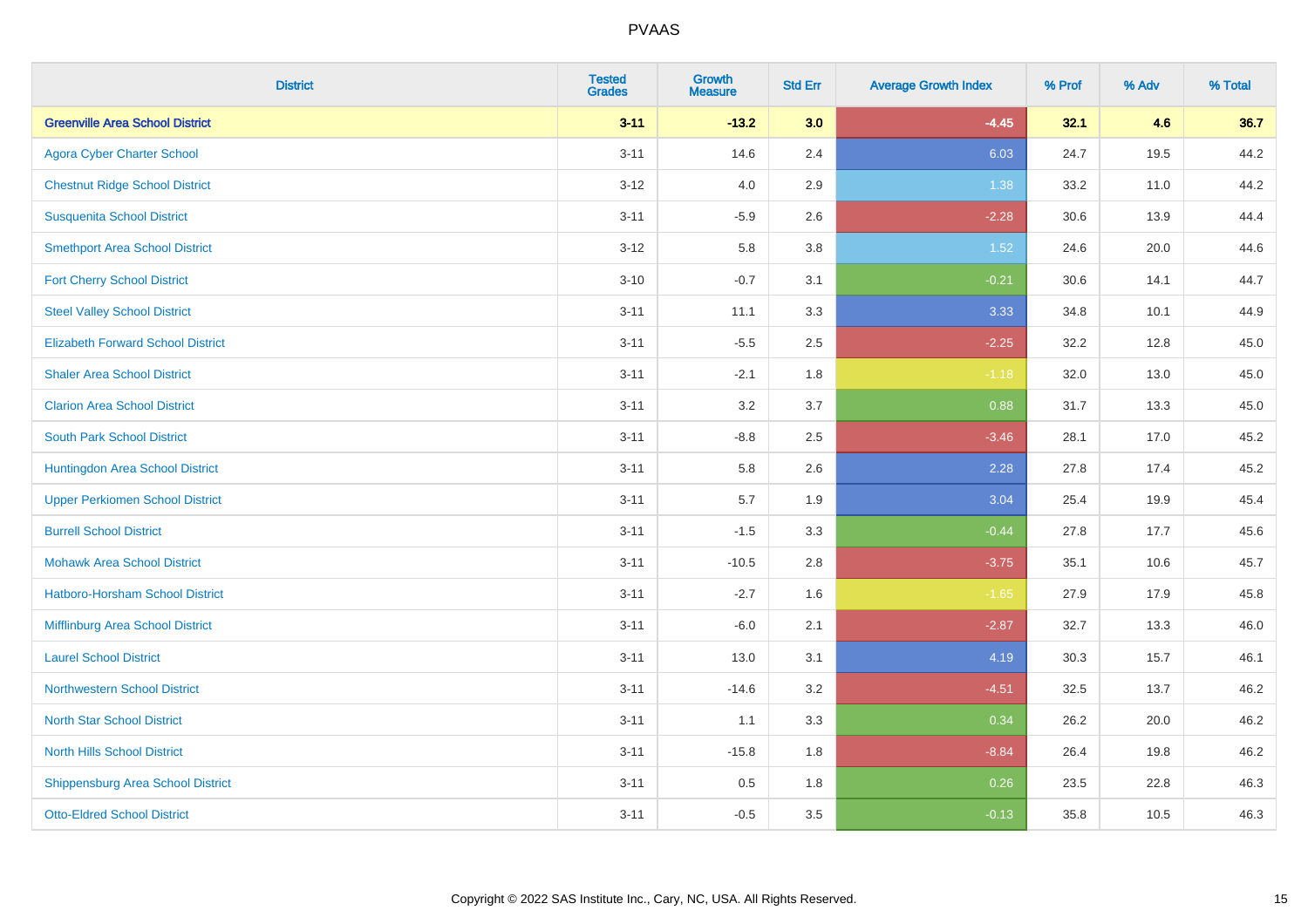# PVAAS

| District | Tested Grades | Growth Measure | Std Err | Average Growth Index | % Prof | % Adv | % Total |
|---|---|---|---|---|---|---|---|
| **Greenville Area School District** | **3-11** | **-13.2** | **3.0** | **-4.45** | **32.1** | **4.6** | **36.7** |
| Agora Cyber Charter School | 3-11 | 14.6 | 2.4 | 6.03 | 24.7 | 19.5 | 44.2 |
| Chestnut Ridge School District | 3-12 | 4.0 | 2.9 | 1.38 | 33.2 | 11.0 | 44.2 |
| Susquenita School District | 3-11 | -5.9 | 2.6 | -2.28 | 30.6 | 13.9 | 44.4 |
| Smethport Area School District | 3-12 | 5.8 | 3.8 | 1.52 | 24.6 | 20.0 | 44.6 |
| Fort Cherry School District | 3-10 | -0.7 | 3.1 | -0.21 | 30.6 | 14.1 | 44.7 |
| Steel Valley School District | 3-11 | 11.1 | 3.3 | 3.33 | 34.8 | 10.1 | 44.9 |
| Elizabeth Forward School District | 3-11 | -5.5 | 2.5 | -2.25 | 32.2 | 12.8 | 45.0 |
| Shaler Area School District | 3-11 | -2.1 | 1.8 | -1.18 | 32.0 | 13.0 | 45.0 |
| Clarion Area School District | 3-11 | 3.2 | 3.7 | 0.88 | 31.7 | 13.3 | 45.0 |
| South Park School District | 3-11 | -8.8 | 2.5 | -3.46 | 28.1 | 17.0 | 45.2 |
| Huntingdon Area School District | 3-11 | 5.8 | 2.6 | 2.28 | 27.8 | 17.4 | 45.2 |
| Upper Perkiomen School District | 3-11 | 5.7 | 1.9 | 3.04 | 25.4 | 19.9 | 45.4 |
| Burrell School District | 3-11 | -1.5 | 3.3 | -0.44 | 27.8 | 17.7 | 45.6 |
| Mohawk Area School District | 3-11 | -10.5 | 2.8 | -3.75 | 35.1 | 10.6 | 45.7 |
| Hatboro-Horsham School District | 3-11 | -2.7 | 1.6 | -1.65 | 27.9 | 17.9 | 45.8 |
| Mifflinburg Area School District | 3-11 | -6.0 | 2.1 | -2.87 | 32.7 | 13.3 | 46.0 |
| Laurel School District | 3-11 | 13.0 | 3.1 | 4.19 | 30.3 | 15.7 | 46.1 |
| Northwestern School District | 3-11 | -14.6 | 3.2 | -4.51 | 32.5 | 13.7 | 46.2 |
| North Star School District | 3-11 | 1.1 | 3.3 | 0.34 | 26.2 | 20.0 | 46.2 |
| North Hills School District | 3-11 | -15.8 | 1.8 | -8.84 | 26.4 | 19.8 | 46.2 |
| Shippensburg Area School District | 3-11 | 0.5 | 1.8 | 0.26 | 23.5 | 22.8 | 46.3 |
| Otto-Eldred School District | 3-11 | -0.5 | 3.5 | -0.13 | 35.8 | 10.5 | 46.3 |

Copyright © 2022 SAS Institute Inc., Cary, NC, USA. All Rights Reserved.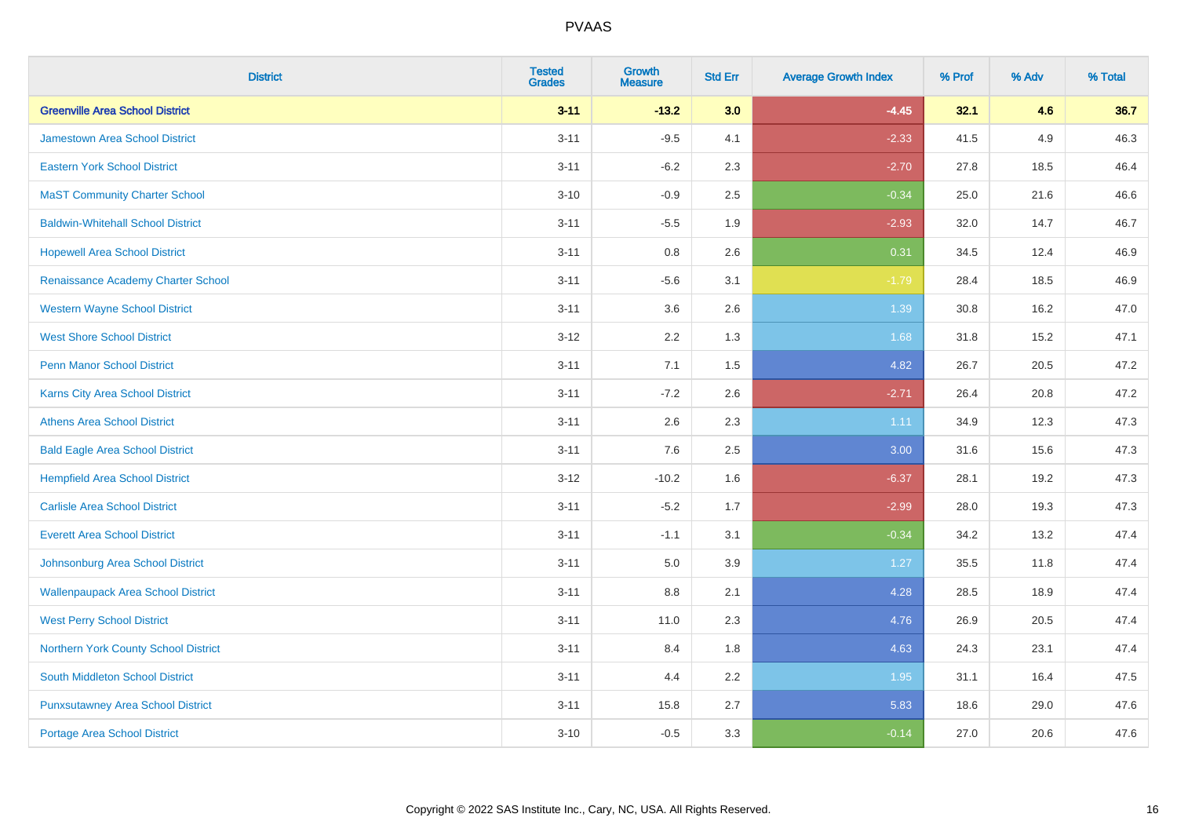# PVAAS

| District | Tested Grades | Growth Measure | Std Err | Average Growth Index | % Prof | % Adv | % Total |
|---|---|---|---|---|---|---|---|
| **Greenville Area School District** | **3-11** | **-13.2** | **3.0** | **-4.45** | **32.1** | **4.6** | **36.7** |
| Jamestown Area School District | 3-11 | -9.5 | 4.1 | -2.33 | 41.5 | 4.9 | 46.3 |
| Eastern York School District | 3-11 | -6.2 | 2.3 | -2.70 | 27.8 | 18.5 | 46.4 |
| MaST Community Charter School | 3-10 | -0.9 | 2.5 | -0.34 | 25.0 | 21.6 | 46.6 |
| Baldwin-Whitehall School District | 3-11 | -5.5 | 1.9 | -2.93 | 32.0 | 14.7 | 46.7 |
| Hopewell Area School District | 3-11 | 0.8 | 2.6 | 0.31 | 34.5 | 12.4 | 46.9 |
| Renaissance Academy Charter School | 3-11 | -5.6 | 3.1 | -1.79 | 28.4 | 18.5 | 46.9 |
| Western Wayne School District | 3-11 | 3.6 | 2.6 | 1.39 | 30.8 | 16.2 | 47.0 |
| West Shore School District | 3-12 | 2.2 | 1.3 | 1.68 | 31.8 | 15.2 | 47.1 |
| Penn Manor School District | 3-11 | 7.1 | 1.5 | 4.82 | 26.7 | 20.5 | 47.2 |
| Karns City Area School District | 3-11 | -7.2 | 2.6 | -2.71 | 26.4 | 20.8 | 47.2 |
| Athens Area School District | 3-11 | 2.6 | 2.3 | 1.11 | 34.9 | 12.3 | 47.3 |
| Bald Eagle Area School District | 3-11 | 7.6 | 2.5 | 3.00 | 31.6 | 15.6 | 47.3 |
| Hempfield Area School District | 3-12 | -10.2 | 1.6 | -6.37 | 28.1 | 19.2 | 47.3 |
| Carlisle Area School District | 3-11 | -5.2 | 1.7 | -2.99 | 28.0 | 19.3 | 47.3 |
| Everett Area School District | 3-11 | -1.1 | 3.1 | -0.34 | 34.2 | 13.2 | 47.4 |
| Johnsonburg Area School District | 3-11 | 5.0 | 3.9 | 1.27 | 35.5 | 11.8 | 47.4 |
| Wallenpaupack Area School District | 3-11 | 8.8 | 2.1 | 4.28 | 28.5 | 18.9 | 47.4 |
| West Perry School District | 3-11 | 11.0 | 2.3 | 4.76 | 26.9 | 20.5 | 47.4 |
| Northern York County School District | 3-11 | 8.4 | 1.8 | 4.63 | 24.3 | 23.1 | 47.4 |
| South Middleton School District | 3-11 | 4.4 | 2.2 | 1.95 | 31.1 | 16.4 | 47.5 |
| Punxsutawney Area School District | 3-11 | 15.8 | 2.7 | 5.83 | 18.6 | 29.0 | 47.6 |
| Portage Area School District | 3-10 | -0.5 | 3.3 | -0.14 | 27.0 | 20.6 | 47.6 |

Copyright © 2022 SAS Institute Inc., Cary, NC, USA. All Rights Reserved.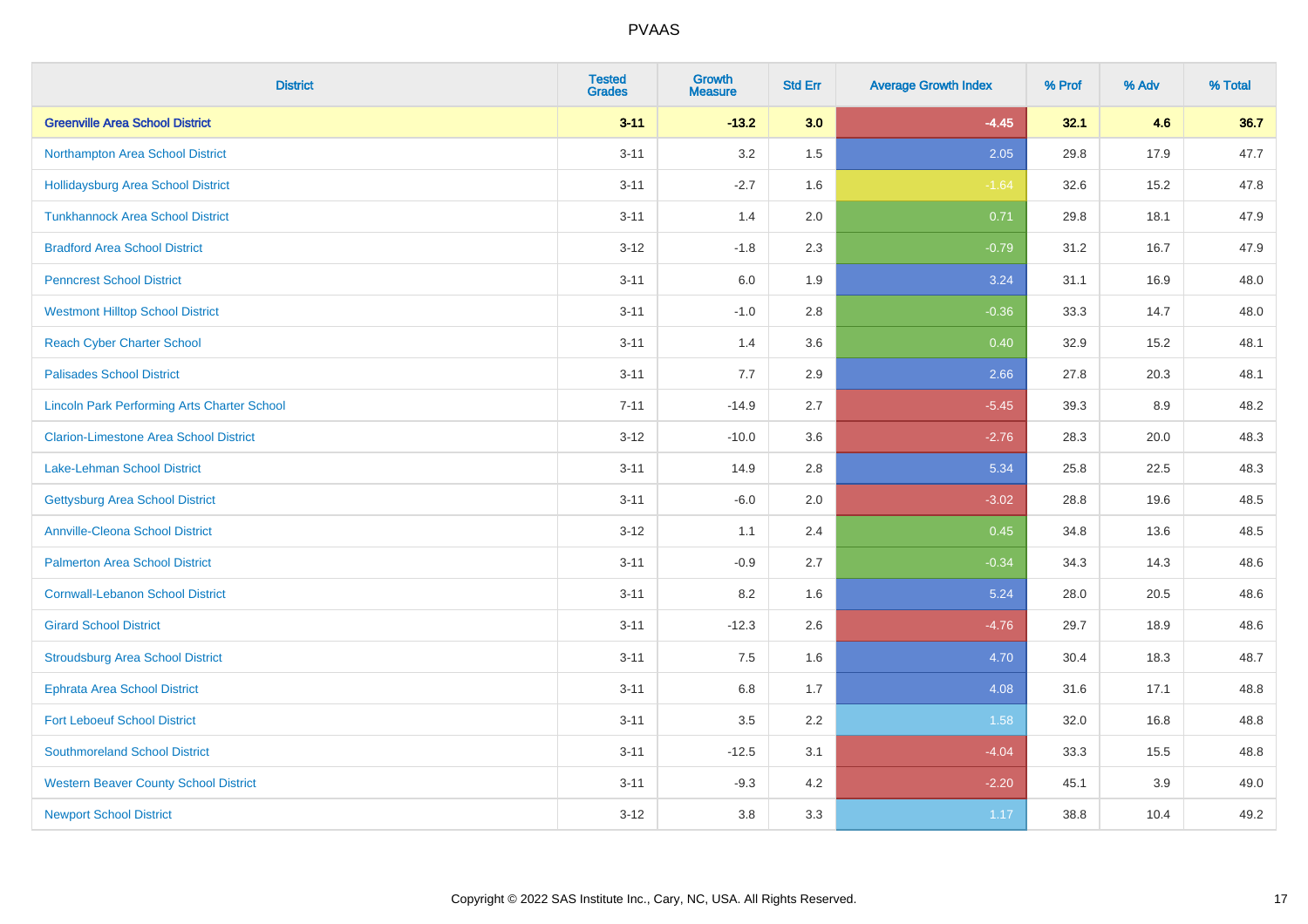PVAAS

| District | Tested Grades | Growth Measure | Std Err | Average Growth Index | % Prof | % Adv | % Total |
|---|---|---|---|---|---|---|---|
| **Greenville Area School District** | **3-11** | **-13.2** | **3.0** | **-4.45** | **32.1** | **4.6** | **36.7** |
| Northampton Area School District | 3-11 | 3.2 | 1.5 | 2.05 | 29.8 | 17.9 | 47.7 |
| Hollidaysburg Area School District | 3-11 | -2.7 | 1.6 | -1.64 | 32.6 | 15.2 | 47.8 |
| Tunkhannock Area School District | 3-11 | 1.4 | 2.0 | 0.71 | 29.8 | 18.1 | 47.9 |
| Bradford Area School District | 3-12 | -1.8 | 2.3 | -0.79 | 31.2 | 16.7 | 47.9 |
| Penncrest School District | 3-11 | 6.0 | 1.9 | 3.24 | 31.1 | 16.9 | 48.0 |
| Westmont Hilltop School District | 3-11 | -1.0 | 2.8 | -0.36 | 33.3 | 14.7 | 48.0 |
| Reach Cyber Charter School | 3-11 | 1.4 | 3.6 | 0.40 | 32.9 | 15.2 | 48.1 |
| Palisades School District | 3-11 | 7.7 | 2.9 | 2.66 | 27.8 | 20.3 | 48.1 |
| Lincoln Park Performing Arts Charter School | 7-11 | -14.9 | 2.7 | -5.45 | 39.3 | 8.9 | 48.2 |
| Clarion-Limestone Area School District | 3-12 | -10.0 | 3.6 | -2.76 | 28.3 | 20.0 | 48.3 |
| Lake-Lehman School District | 3-11 | 14.9 | 2.8 | 5.34 | 25.8 | 22.5 | 48.3 |
| Gettysburg Area School District | 3-11 | -6.0 | 2.0 | -3.02 | 28.8 | 19.6 | 48.5 |
| Annville-Cleona School District | 3-12 | 1.1 | 2.4 | 0.45 | 34.8 | 13.6 | 48.5 |
| Palmerton Area School District | 3-11 | -0.9 | 2.7 | -0.34 | 34.3 | 14.3 | 48.6 |
| Cornwall-Lebanon School District | 3-11 | 8.2 | 1.6 | 5.24 | 28.0 | 20.5 | 48.6 |
| Girard School District | 3-11 | -12.3 | 2.6 | -4.76 | 29.7 | 18.9 | 48.6 |
| Stroudsburg Area School District | 3-11 | 7.5 | 1.6 | 4.70 | 30.4 | 18.3 | 48.7 |
| Ephrata Area School District | 3-11 | 6.8 | 1.7 | 4.08 | 31.6 | 17.1 | 48.8 |
| Fort Leboeuf School District | 3-11 | 3.5 | 2.2 | 1.58 | 32.0 | 16.8 | 48.8 |
| Southmoreland School District | 3-11 | -12.5 | 3.1 | -4.04 | 33.3 | 15.5 | 48.8 |
| Western Beaver County School District | 3-11 | -9.3 | 4.2 | -2.20 | 45.1 | 3.9 | 49.0 |
| Newport School District | 3-12 | 3.8 | 3.3 | 1.17 | 38.8 | 10.4 | 49.2 |

Copyright © 2022 SAS Institute Inc., Cary, NC, USA. All Rights Reserved.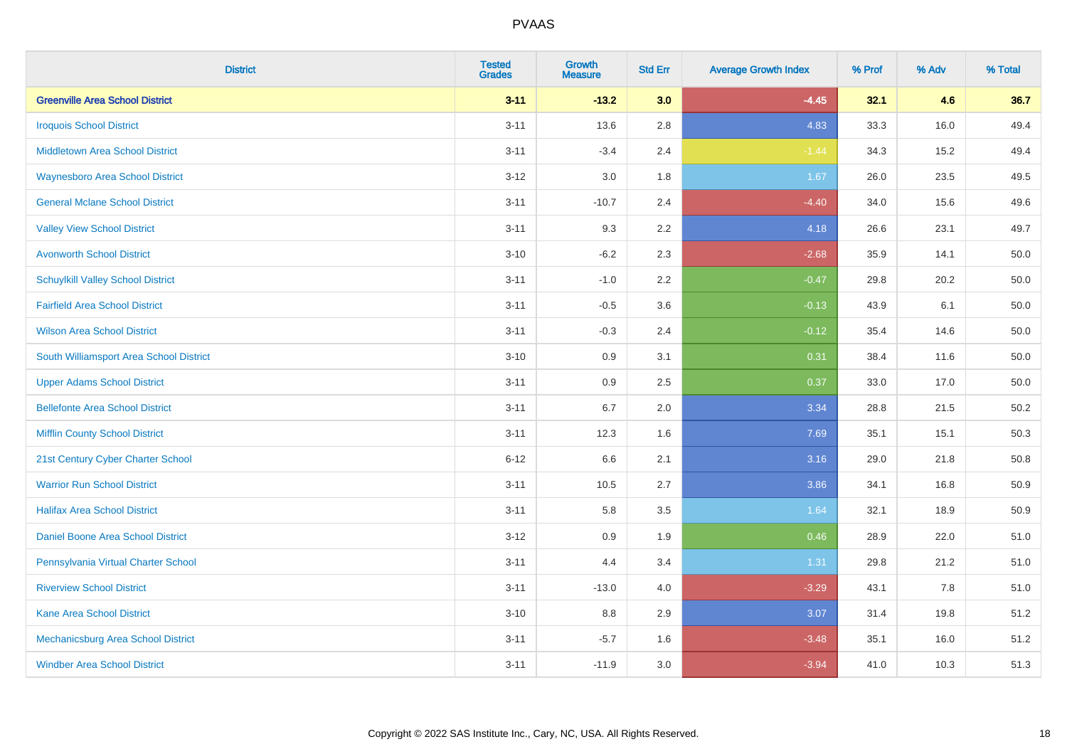# PVAAS

| District | Tested Grades | Growth Measure | Std Err | Average Growth Index | % Prof | % Adv | % Total |
|---|---|---|---|---|---|---|---|
| **Greenville Area School District** | **3-11** | **-13.2** | **3.0** | **-4.45** | **32.1** | **4.6** | **36.7** |
| Iroquois School District | 3-11 | 13.6 | 2.8 | 4.83 | 33.3 | 16.0 | 49.4 |
| Middletown Area School District | 3-11 | -3.4 | 2.4 | -1.44 | 34.3 | 15.2 | 49.4 |
| Waynesboro Area School District | 3-12 | 3.0 | 1.8 | 1.67 | 26.0 | 23.5 | 49.5 |
| General Mclane School District | 3-11 | -10.7 | 2.4 | -4.40 | 34.0 | 15.6 | 49.6 |
| Valley View School District | 3-11 | 9.3 | 2.2 | 4.18 | 26.6 | 23.1 | 49.7 |
| Avonworth School District | 3-10 | -6.2 | 2.3 | -2.68 | 35.9 | 14.1 | 50.0 |
| Schuylkill Valley School District | 3-11 | -1.0 | 2.2 | -0.47 | 29.8 | 20.2 | 50.0 |
| Fairfield Area School District | 3-11 | -0.5 | 3.6 | -0.13 | 43.9 | 6.1 | 50.0 |
| Wilson Area School District | 3-11 | -0.3 | 2.4 | -0.12 | 35.4 | 14.6 | 50.0 |
| South Williamsport Area School District | 3-10 | 0.9 | 3.1 | 0.31 | 38.4 | 11.6 | 50.0 |
| Upper Adams School District | 3-11 | 0.9 | 2.5 | 0.37 | 33.0 | 17.0 | 50.0 |
| Bellefonte Area School District | 3-11 | 6.7 | 2.0 | 3.34 | 28.8 | 21.5 | 50.2 |
| Mifflin County School District | 3-11 | 12.3 | 1.6 | 7.69 | 35.1 | 15.1 | 50.3 |
| 21st Century Cyber Charter School | 6-12 | 6.6 | 2.1 | 3.16 | 29.0 | 21.8 | 50.8 |
| Warrior Run School District | 3-11 | 10.5 | 2.7 | 3.86 | 34.1 | 16.8 | 50.9 |
| Halifax Area School District | 3-11 | 5.8 | 3.5 | 1.64 | 32.1 | 18.9 | 50.9 |
| Daniel Boone Area School District | 3-12 | 0.9 | 1.9 | 0.46 | 28.9 | 22.0 | 51.0 |
| Pennsylvania Virtual Charter School | 3-11 | 4.4 | 3.4 | 1.31 | 29.8 | 21.2 | 51.0 |
| Riverview School District | 3-11 | -13.0 | 4.0 | -3.29 | 43.1 | 7.8 | 51.0 |
| Kane Area School District | 3-10 | 8.8 | 2.9 | 3.07 | 31.4 | 19.8 | 51.2 |
| Mechanicsburg Area School District | 3-11 | -5.7 | 1.6 | -3.48 | 35.1 | 16.0 | 51.2 |
| Windber Area School District | 3-11 | -11.9 | 3.0 | -3.94 | 41.0 | 10.3 | 51.3 |

Copyright © 2022 SAS Institute Inc., Cary, NC, USA. All Rights Reserved.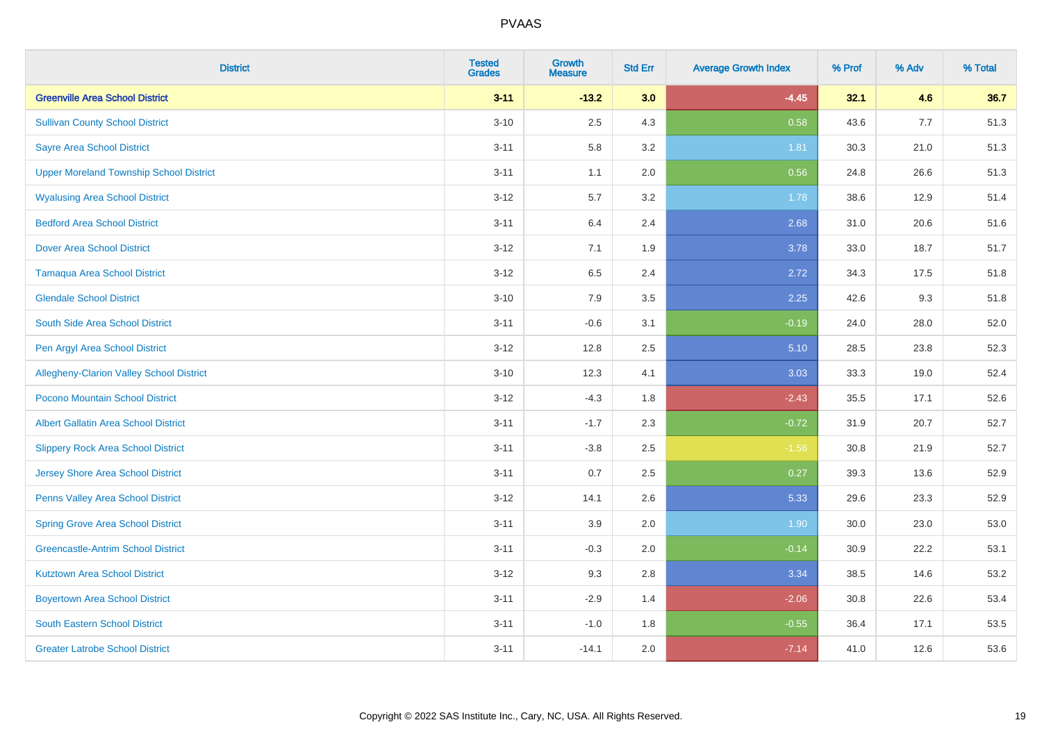# PVAAS

| District | Tested Grades | Growth Measure | Std Err | Average Growth Index | % Prof | % Adv | % Total |
|---|---|---|---|---|---|---|---|
| **Greenville Area School District** | **3-11** | **-13.2** | **3.0** | **-4.45** | **32.1** | **4.6** | **36.7** |
| Sullivan County School District | 3-10 | 2.5 | 4.3 | 0.58 | 43.6 | 7.7 | 51.3 |
| Sayre Area School District | 3-11 | 5.8 | 3.2 | 1.81 | 30.3 | 21.0 | 51.3 |
| Upper Moreland Township School District | 3-11 | 1.1 | 2.0 | 0.56 | 24.8 | 26.6 | 51.3 |
| Wyalusing Area School District | 3-12 | 5.7 | 3.2 | 1.78 | 38.6 | 12.9 | 51.4 |
| Bedford Area School District | 3-11 | 6.4 | 2.4 | 2.68 | 31.0 | 20.6 | 51.6 |
| Dover Area School District | 3-12 | 7.1 | 1.9 | 3.78 | 33.0 | 18.7 | 51.7 |
| Tamaqua Area School District | 3-12 | 6.5 | 2.4 | 2.72 | 34.3 | 17.5 | 51.8 |
| Glendale School District | 3-10 | 7.9 | 3.5 | 2.25 | 42.6 | 9.3 | 51.8 |
| South Side Area School District | 3-11 | -0.6 | 3.1 | -0.19 | 24.0 | 28.0 | 52.0 |
| Pen Argyl Area School District | 3-12 | 12.8 | 2.5 | 5.10 | 28.5 | 23.8 | 52.3 |
| Allegheny-Clarion Valley School District | 3-10 | 12.3 | 4.1 | 3.03 | 33.3 | 19.0 | 52.4 |
| Pocono Mountain School District | 3-12 | -4.3 | 1.8 | -2.43 | 35.5 | 17.1 | 52.6 |
| Albert Gallatin Area School District | 3-11 | -1.7 | 2.3 | -0.72 | 31.9 | 20.7 | 52.7 |
| Slippery Rock Area School District | 3-11 | -3.8 | 2.5 | -1.56 | 30.8 | 21.9 | 52.7 |
| Jersey Shore Area School District | 3-11 | 0.7 | 2.5 | 0.27 | 39.3 | 13.6 | 52.9 |
| Penns Valley Area School District | 3-12 | 14.1 | 2.6 | 5.33 | 29.6 | 23.3 | 52.9 |
| Spring Grove Area School District | 3-11 | 3.9 | 2.0 | 1.90 | 30.0 | 23.0 | 53.0 |
| Greencastle-Antrim School District | 3-11 | -0.3 | 2.0 | -0.14 | 30.9 | 22.2 | 53.1 |
| Kutztown Area School District | 3-12 | 9.3 | 2.8 | 3.34 | 38.5 | 14.6 | 53.2 |
| Boyertown Area School District | 3-11 | -2.9 | 1.4 | -2.06 | 30.8 | 22.6 | 53.4 |
| South Eastern School District | 3-11 | -1.0 | 1.8 | -0.55 | 36.4 | 17.1 | 53.5 |
| Greater Latrobe School District | 3-11 | -14.1 | 2.0 | -7.14 | 41.0 | 12.6 | 53.6 |

Copyright © 2022 SAS Institute Inc., Cary, NC, USA. All Rights Reserved.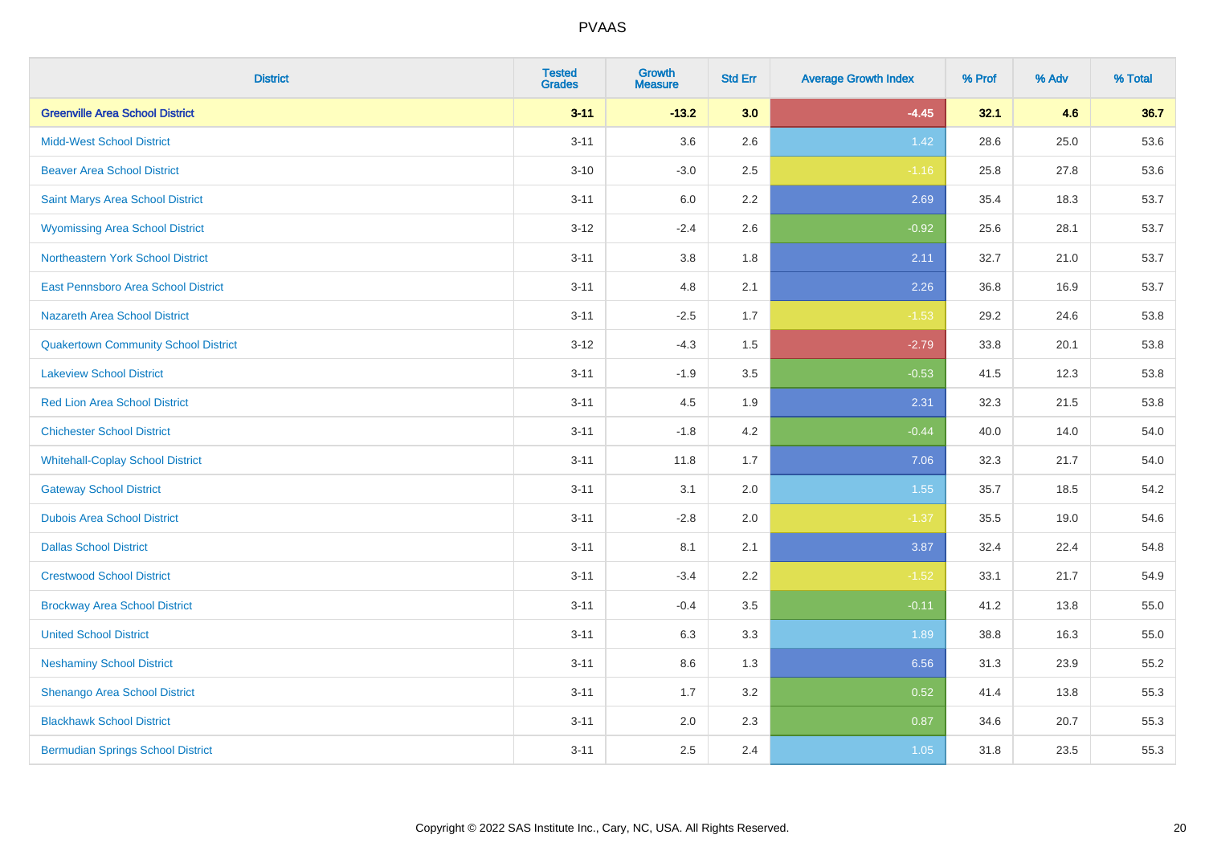| District | Tested Grades | Growth Measure | Std Err | Average Growth Index | % Prof | % Adv | % Total |
|---|---|---|---|---|---|---|---|
| **Greenville Area School District** | **3-11** | **-13.2** | **3.0** | **-4.45** | **32.1** | **4.6** | **36.7** |
| Midd-West School District | 3-11 | 3.6 | 2.6 | 1.42 | 28.6 | 25.0 | 53.6 |
| Beaver Area School District | 3-10 | -3.0 | 2.5 | -1.16 | 25.8 | 27.8 | 53.6 |
| Saint Marys Area School District | 3-11 | 6.0 | 2.2 | 2.69 | 35.4 | 18.3 | 53.7 |
| Wyomissing Area School District | 3-12 | -2.4 | 2.6 | -0.92 | 25.6 | 28.1 | 53.7 |
| Northeastern York School District | 3-11 | 3.8 | 1.8 | 2.11 | 32.7 | 21.0 | 53.7 |
| East Pennsboro Area School District | 3-11 | 4.8 | 2.1 | 2.26 | 36.8 | 16.9 | 53.7 |
| Nazareth Area School District | 3-11 | -2.5 | 1.7 | -1.53 | 29.2 | 24.6 | 53.8 |
| Quakertown Community School District | 3-12 | -4.3 | 1.5 | -2.79 | 33.8 | 20.1 | 53.8 |
| Lakeview School District | 3-11 | -1.9 | 3.5 | -0.53 | 41.5 | 12.3 | 53.8 |
| Red Lion Area School District | 3-11 | 4.5 | 1.9 | 2.31 | 32.3 | 21.5 | 53.8 |
| Chichester School District | 3-11 | -1.8 | 4.2 | -0.44 | 40.0 | 14.0 | 54.0 |
| Whitehall-Coplay School District | 3-11 | 11.8 | 1.7 | 7.06 | 32.3 | 21.7 | 54.0 |
| Gateway School District | 3-11 | 3.1 | 2.0 | 1.55 | 35.7 | 18.5 | 54.2 |
| Dubois Area School District | 3-11 | -2.8 | 2.0 | -1.37 | 35.5 | 19.0 | 54.6 |
| Dallas School District | 3-11 | 8.1 | 2.1 | 3.87 | 32.4 | 22.4 | 54.8 |
| Crestwood School District | 3-11 | -3.4 | 2.2 | -1.52 | 33.1 | 21.7 | 54.9 |
| Brockway Area School District | 3-11 | -0.4 | 3.5 | -0.11 | 41.2 | 13.8 | 55.0 |
| United School District | 3-11 | 6.3 | 3.3 | 1.89 | 38.8 | 16.3 | 55.0 |
| Neshaminy School District | 3-11 | 8.6 | 1.3 | 6.56 | 31.3 | 23.9 | 55.2 |
| Shenango Area School District | 3-11 | 1.7 | 3.2 | 0.52 | 41.4 | 13.8 | 55.3 |
| Blackhawk School District | 3-11 | 2.0 | 2.3 | 0.87 | 34.6 | 20.7 | 55.3 |
| Bermudian Springs School District | 3-11 | 2.5 | 2.4 | 1.05 | 31.8 | 23.5 | 55.3 |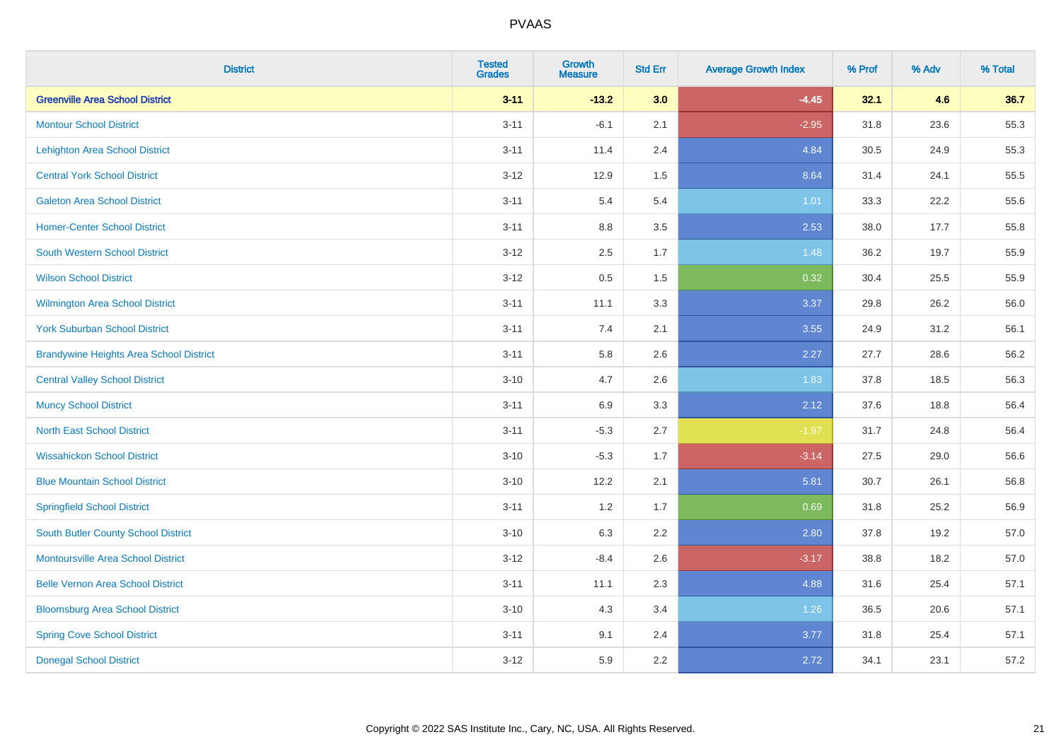# PVAAS

| District | Tested Grades | Growth Measure | Std Err | Average Growth Index | % Prof | % Adv | % Total |
|---|---|---|---|---|---|---|---|
| **Greenville Area School District** | **3-11** | **-13.2** | **3.0** | **-4.45** | **32.1** | **4.6** | **36.7** |
| Montour School District | 3-11 | -6.1 | 2.1 | -2.95 | 31.8 | 23.6 | 55.3 |
| Lehighton Area School District | 3-11 | 11.4 | 2.4 | 4.84 | 30.5 | 24.9 | 55.3 |
| Central York School District | 3-12 | 12.9 | 1.5 | 8.64 | 31.4 | 24.1 | 55.5 |
| Galeton Area School District | 3-11 | 5.4 | 5.4 | 1.01 | 33.3 | 22.2 | 55.6 |
| Homer-Center School District | 3-11 | 8.8 | 3.5 | 2.53 | 38.0 | 17.7 | 55.8 |
| South Western School District | 3-12 | 2.5 | 1.7 | 1.48 | 36.2 | 19.7 | 55.9 |
| Wilson School District | 3-12 | 0.5 | 1.5 | 0.32 | 30.4 | 25.5 | 55.9 |
| Wilmington Area School District | 3-11 | 11.1 | 3.3 | 3.37 | 29.8 | 26.2 | 56.0 |
| York Suburban School District | 3-11 | 7.4 | 2.1 | 3.55 | 24.9 | 31.2 | 56.1 |
| Brandywine Heights Area School District | 3-11 | 5.8 | 2.6 | 2.27 | 27.7 | 28.6 | 56.2 |
| Central Valley School District | 3-10 | 4.7 | 2.6 | 1.83 | 37.8 | 18.5 | 56.3 |
| Muncy School District | 3-11 | 6.9 | 3.3 | 2.12 | 37.6 | 18.8 | 56.4 |
| North East School District | 3-11 | -5.3 | 2.7 | -1.97 | 31.7 | 24.8 | 56.4 |
| Wissahickon School District | 3-10 | -5.3 | 1.7 | -3.14 | 27.5 | 29.0 | 56.6 |
| Blue Mountain School District | 3-10 | 12.2 | 2.1 | 5.81 | 30.7 | 26.1 | 56.8 |
| Springfield School District | 3-11 | 1.2 | 1.7 | 0.69 | 31.8 | 25.2 | 56.9 |
| South Butler County School District | 3-10 | 6.3 | 2.2 | 2.80 | 37.8 | 19.2 | 57.0 |
| Montoursville Area School District | 3-12 | -8.4 | 2.6 | -3.17 | 38.8 | 18.2 | 57.0 |
| Belle Vernon Area School District | 3-11 | 11.1 | 2.3 | 4.88 | 31.6 | 25.4 | 57.1 |
| Bloomsburg Area School District | 3-10 | 4.3 | 3.4 | 1.26 | 36.5 | 20.6 | 57.1 |
| Spring Cove School District | 3-11 | 9.1 | 2.4 | 3.77 | 31.8 | 25.4 | 57.1 |
| Donegal School District | 3-12 | 5.9 | 2.2 | 2.72 | 34.1 | 23.1 | 57.2 |

Copyright © 2022 SAS Institute Inc., Cary, NC, USA. All Rights Reserved.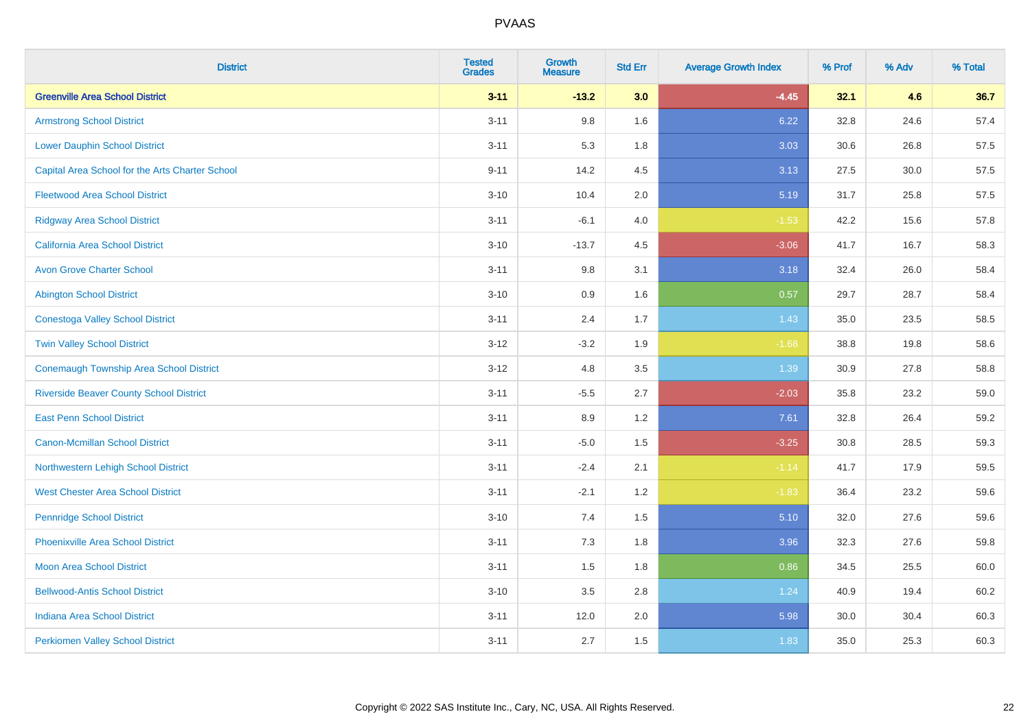| District | Tested Grades | Growth Measure | Std Err | Average Growth Index | % Prof | % Adv | % Total |
|---|---|---|---|---|---|---|---|
| **Greenville Area School District** | **3-11** | **-13.2** | **3.0** | **-4.45** | **32.1** | **4.6** | **36.7** |
| Armstrong School District | 3-11 | 9.8 | 1.6 | 6.22 | 32.8 | 24.6 | 57.4 |
| Lower Dauphin School District | 3-11 | 5.3 | 1.8 | 3.03 | 30.6 | 26.8 | 57.5 |
| Capital Area School for the Arts Charter School | 9-11 | 14.2 | 4.5 | 3.13 | 27.5 | 30.0 | 57.5 |
| Fleetwood Area School District | 3-10 | 10.4 | 2.0 | 5.19 | 31.7 | 25.8 | 57.5 |
| Ridgway Area School District | 3-11 | -6.1 | 4.0 | -1.53 | 42.2 | 15.6 | 57.8 |
| California Area School District | 3-10 | -13.7 | 4.5 | -3.06 | 41.7 | 16.7 | 58.3 |
| Avon Grove Charter School | 3-11 | 9.8 | 3.1 | 3.18 | 32.4 | 26.0 | 58.4 |
| Abington School District | 3-10 | 0.9 | 1.6 | 0.57 | 29.7 | 28.7 | 58.4 |
| Conestoga Valley School District | 3-11 | 2.4 | 1.7 | 1.43 | 35.0 | 23.5 | 58.5 |
| Twin Valley School District | 3-12 | -3.2 | 1.9 | -1.68 | 38.8 | 19.8 | 58.6 |
| Conemaugh Township Area School District | 3-12 | 4.8 | 3.5 | 1.39 | 30.9 | 27.8 | 58.8 |
| Riverside Beaver County School District | 3-11 | -5.5 | 2.7 | -2.03 | 35.8 | 23.2 | 59.0 |
| East Penn School District | 3-11 | 8.9 | 1.2 | 7.61 | 32.8 | 26.4 | 59.2 |
| Canon-Mcmillan School District | 3-11 | -5.0 | 1.5 | -3.25 | 30.8 | 28.5 | 59.3 |
| Northwestern Lehigh School District | 3-11 | -2.4 | 2.1 | -1.14 | 41.7 | 17.9 | 59.5 |
| West Chester Area School District | 3-11 | -2.1 | 1.2 | -1.83 | 36.4 | 23.2 | 59.6 |
| Pennridge School District | 3-10 | 7.4 | 1.5 | 5.10 | 32.0 | 27.6 | 59.6 |
| Phoenixville Area School District | 3-11 | 7.3 | 1.8 | 3.96 | 32.3 | 27.6 | 59.8 |
| Moon Area School District | 3-11 | 1.5 | 1.8 | 0.86 | 34.5 | 25.5 | 60.0 |
| Bellwood-Antis School District | 3-10 | 3.5 | 2.8 | 1.24 | 40.9 | 19.4 | 60.2 |
| Indiana Area School District | 3-11 | 12.0 | 2.0 | 5.98 | 30.0 | 30.4 | 60.3 |
| Perkiomen Valley School District | 3-11 | 2.7 | 1.5 | 1.83 | 35.0 | 25.3 | 60.3 |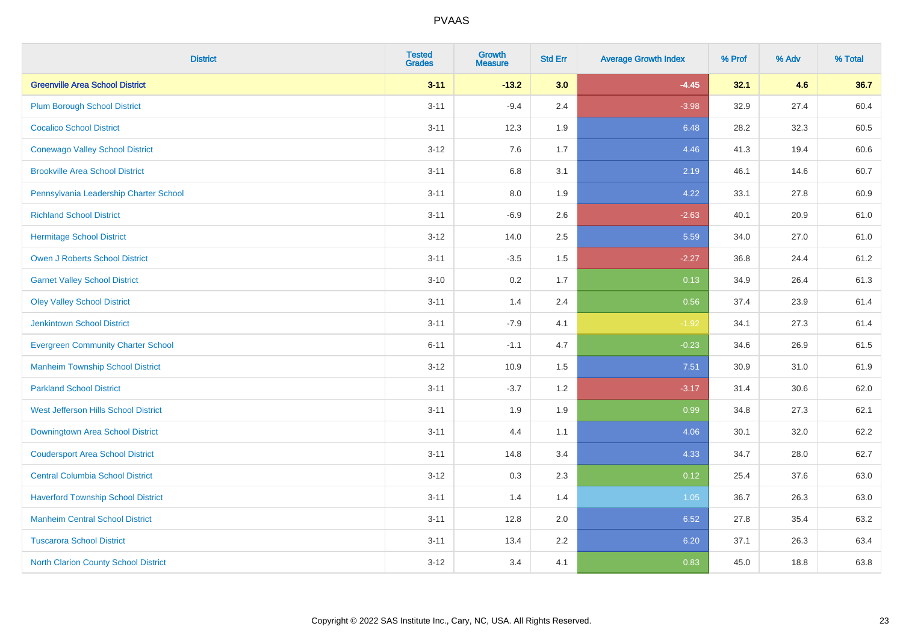PVAAS

| District | Tested Grades | Growth Measure | Std Err | Average Growth Index | % Prof | % Adv | % Total |
|---|---|---|---|---|---|---|---|
| **Greenville Area School District** | **3-11** | **-13.2** | **3.0** | **-4.45** | **32.1** | **4.6** | **36.7** |
| Plum Borough School District | 3-11 | -9.4 | 2.4 | -3.98 | 32.9 | 27.4 | 60.4 |
| Cocalico School District | 3-11 | 12.3 | 1.9 | 6.48 | 28.2 | 32.3 | 60.5 |
| Conewago Valley School District | 3-12 | 7.6 | 1.7 | 4.46 | 41.3 | 19.4 | 60.6 |
| Brookville Area School District | 3-11 | 6.8 | 3.1 | 2.19 | 46.1 | 14.6 | 60.7 |
| Pennsylvania Leadership Charter School | 3-11 | 8.0 | 1.9 | 4.22 | 33.1 | 27.8 | 60.9 |
| Richland School District | 3-11 | -6.9 | 2.6 | -2.63 | 40.1 | 20.9 | 61.0 |
| Hermitage School District | 3-12 | 14.0 | 2.5 | 5.59 | 34.0 | 27.0 | 61.0 |
| Owen J Roberts School District | 3-11 | -3.5 | 1.5 | -2.27 | 36.8 | 24.4 | 61.2 |
| Garnet Valley School District | 3-10 | 0.2 | 1.7 | 0.13 | 34.9 | 26.4 | 61.3 |
| Oley Valley School District | 3-11 | 1.4 | 2.4 | 0.56 | 37.4 | 23.9 | 61.4 |
| Jenkintown School District | 3-11 | -7.9 | 4.1 | -1.92 | 34.1 | 27.3 | 61.4 |
| Evergreen Community Charter School | 6-11 | -1.1 | 4.7 | -0.23 | 34.6 | 26.9 | 61.5 |
| Manheim Township School District | 3-12 | 10.9 | 1.5 | 7.51 | 30.9 | 31.0 | 61.9 |
| Parkland School District | 3-11 | -3.7 | 1.2 | -3.17 | 31.4 | 30.6 | 62.0 |
| West Jefferson Hills School District | 3-11 | 1.9 | 1.9 | 0.99 | 34.8 | 27.3 | 62.1 |
| Downingtown Area School District | 3-11 | 4.4 | 1.1 | 4.06 | 30.1 | 32.0 | 62.2 |
| Coudersport Area School District | 3-11 | 14.8 | 3.4 | 4.33 | 34.7 | 28.0 | 62.7 |
| Central Columbia School District | 3-12 | 0.3 | 2.3 | 0.12 | 25.4 | 37.6 | 63.0 |
| Haverford Township School District | 3-11 | 1.4 | 1.4 | 1.05 | 36.7 | 26.3 | 63.0 |
| Manheim Central School District | 3-11 | 12.8 | 2.0 | 6.52 | 27.8 | 35.4 | 63.2 |
| Tuscarora School District | 3-11 | 13.4 | 2.2 | 6.20 | 37.1 | 26.3 | 63.4 |
| North Clarion County School District | 3-12 | 3.4 | 4.1 | 0.83 | 45.0 | 18.8 | 63.8 |

Copyright © 2022 SAS Institute Inc., Cary, NC, USA. All Rights Reserved.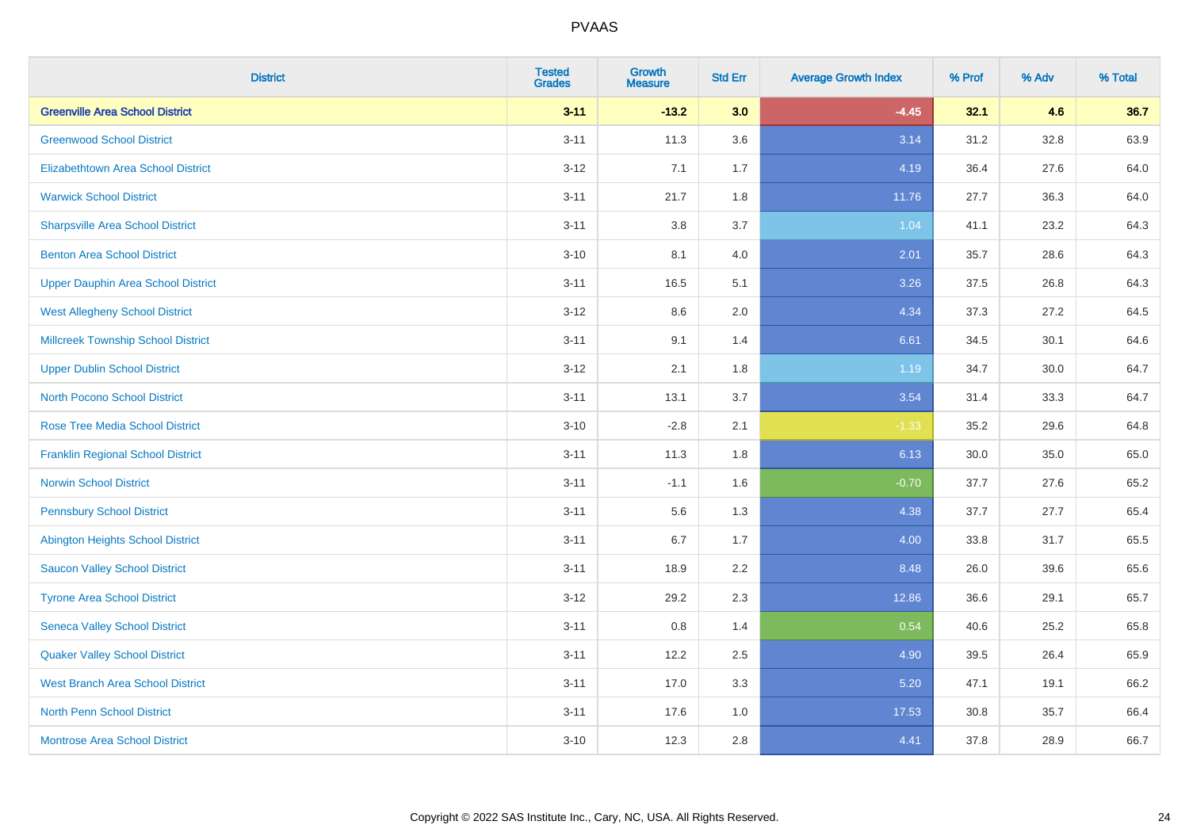# PVAAS

| District | Tested Grades | Growth Measure | Std Err | Average Growth Index | % Prof | % Adv | % Total |
|---|---|---|---|---|---|---|---|
| **Greenville Area School District** | **3-11** | **-13.2** | **3.0** | **-4.45** | **32.1** | **4.6** | **36.7** |
| Greenwood School District | 3-11 | 11.3 | 3.6 | 3.14 | 31.2 | 32.8 | 63.9 |
| Elizabethtown Area School District | 3-12 | 7.1 | 1.7 | 4.19 | 36.4 | 27.6 | 64.0 |
| Warwick School District | 3-11 | 21.7 | 1.8 | 11.76 | 27.7 | 36.3 | 64.0 |
| Sharpsville Area School District | 3-11 | 3.8 | 3.7 | 1.04 | 41.1 | 23.2 | 64.3 |
| Benton Area School District | 3-10 | 8.1 | 4.0 | 2.01 | 35.7 | 28.6 | 64.3 |
| Upper Dauphin Area School District | 3-11 | 16.5 | 5.1 | 3.26 | 37.5 | 26.8 | 64.3 |
| West Allegheny School District | 3-12 | 8.6 | 2.0 | 4.34 | 37.3 | 27.2 | 64.5 |
| Millcreek Township School District | 3-11 | 9.1 | 1.4 | 6.61 | 34.5 | 30.1 | 64.6 |
| Upper Dublin School District | 3-12 | 2.1 | 1.8 | 1.19 | 34.7 | 30.0 | 64.7 |
| North Pocono School District | 3-11 | 13.1 | 3.7 | 3.54 | 31.4 | 33.3 | 64.7 |
| Rose Tree Media School District | 3-10 | -2.8 | 2.1 | -1.33 | 35.2 | 29.6 | 64.8 |
| Franklin Regional School District | 3-11 | 11.3 | 1.8 | 6.13 | 30.0 | 35.0 | 65.0 |
| Norwin School District | 3-11 | -1.1 | 1.6 | -0.70 | 37.7 | 27.6 | 65.2 |
| Pennsbury School District | 3-11 | 5.6 | 1.3 | 4.38 | 37.7 | 27.7 | 65.4 |
| Abington Heights School District | 3-11 | 6.7 | 1.7 | 4.00 | 33.8 | 31.7 | 65.5 |
| Saucon Valley School District | 3-11 | 18.9 | 2.2 | 8.48 | 26.0 | 39.6 | 65.6 |
| Tyrone Area School District | 3-12 | 29.2 | 2.3 | 12.86 | 36.6 | 29.1 | 65.7 |
| Seneca Valley School District | 3-11 | 0.8 | 1.4 | 0.54 | 40.6 | 25.2 | 65.8 |
| Quaker Valley School District | 3-11 | 12.2 | 2.5 | 4.90 | 39.5 | 26.4 | 65.9 |
| West Branch Area School District | 3-11 | 17.0 | 3.3 | 5.20 | 47.1 | 19.1 | 66.2 |
| North Penn School District | 3-11 | 17.6 | 1.0 | 17.53 | 30.8 | 35.7 | 66.4 |
| Montrose Area School District | 3-10 | 12.3 | 2.8 | 4.41 | 37.8 | 28.9 | 66.7 |

Copyright © 2022 SAS Institute Inc., Cary, NC, USA. All Rights Reserved.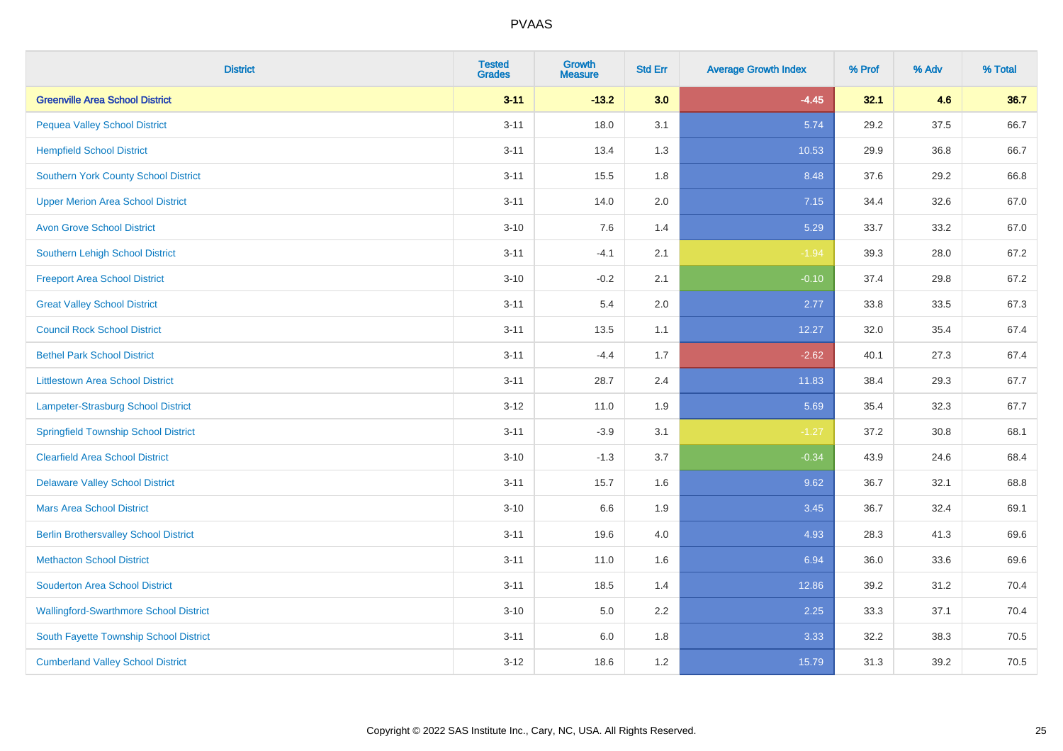| District | Tested Grades | Growth Measure | Std Err | Average Growth Index | % Prof | % Adv | % Total |
|---|---|---|---|---|---|---|---|
| **Greenville Area School District** | **3-11** | **-13.2** | **3.0** | **-4.45** | **32.1** | **4.6** | **36.7** |
| Pequea Valley School District | 3-11 | 18.0 | 3.1 | 5.74 | 29.2 | 37.5 | 66.7 |
| Hempfield School District | 3-11 | 13.4 | 1.3 | 10.53 | 29.9 | 36.8 | 66.7 |
| Southern York County School District | 3-11 | 15.5 | 1.8 | 8.48 | 37.6 | 29.2 | 66.8 |
| Upper Merion Area School District | 3-11 | 14.0 | 2.0 | 7.15 | 34.4 | 32.6 | 67.0 |
| Avon Grove School District | 3-10 | 7.6 | 1.4 | 5.29 | 33.7 | 33.2 | 67.0 |
| Southern Lehigh School District | 3-11 | -4.1 | 2.1 | -1.94 | 39.3 | 28.0 | 67.2 |
| Freeport Area School District | 3-10 | -0.2 | 2.1 | -0.10 | 37.4 | 29.8 | 67.2 |
| Great Valley School District | 3-11 | 5.4 | 2.0 | 2.77 | 33.8 | 33.5 | 67.3 |
| Council Rock School District | 3-11 | 13.5 | 1.1 | 12.27 | 32.0 | 35.4 | 67.4 |
| Bethel Park School District | 3-11 | -4.4 | 1.7 | -2.62 | 40.1 | 27.3 | 67.4 |
| Littlestown Area School District | 3-11 | 28.7 | 2.4 | 11.83 | 38.4 | 29.3 | 67.7 |
| Lampeter-Strasburg School District | 3-12 | 11.0 | 1.9 | 5.69 | 35.4 | 32.3 | 67.7 |
| Springfield Township School District | 3-11 | -3.9 | 3.1 | -1.27 | 37.2 | 30.8 | 68.1 |
| Clearfield Area School District | 3-10 | -1.3 | 3.7 | -0.34 | 43.9 | 24.6 | 68.4 |
| Delaware Valley School District | 3-11 | 15.7 | 1.6 | 9.62 | 36.7 | 32.1 | 68.8 |
| Mars Area School District | 3-10 | 6.6 | 1.9 | 3.45 | 36.7 | 32.4 | 69.1 |
| Berlin Brothersvalley School District | 3-11 | 19.6 | 4.0 | 4.93 | 28.3 | 41.3 | 69.6 |
| Methacton School District | 3-11 | 11.0 | 1.6 | 6.94 | 36.0 | 33.6 | 69.6 |
| Souderton Area School District | 3-11 | 18.5 | 1.4 | 12.86 | 39.2 | 31.2 | 70.4 |
| Wallingford-Swarthmore School District | 3-10 | 5.0 | 2.2 | 2.25 | 33.3 | 37.1 | 70.4 |
| South Fayette Township School District | 3-11 | 6.0 | 1.8 | 3.33 | 32.2 | 38.3 | 70.5 |
| Cumberland Valley School District | 3-12 | 18.6 | 1.2 | 15.79 | 31.3 | 39.2 | 70.5 |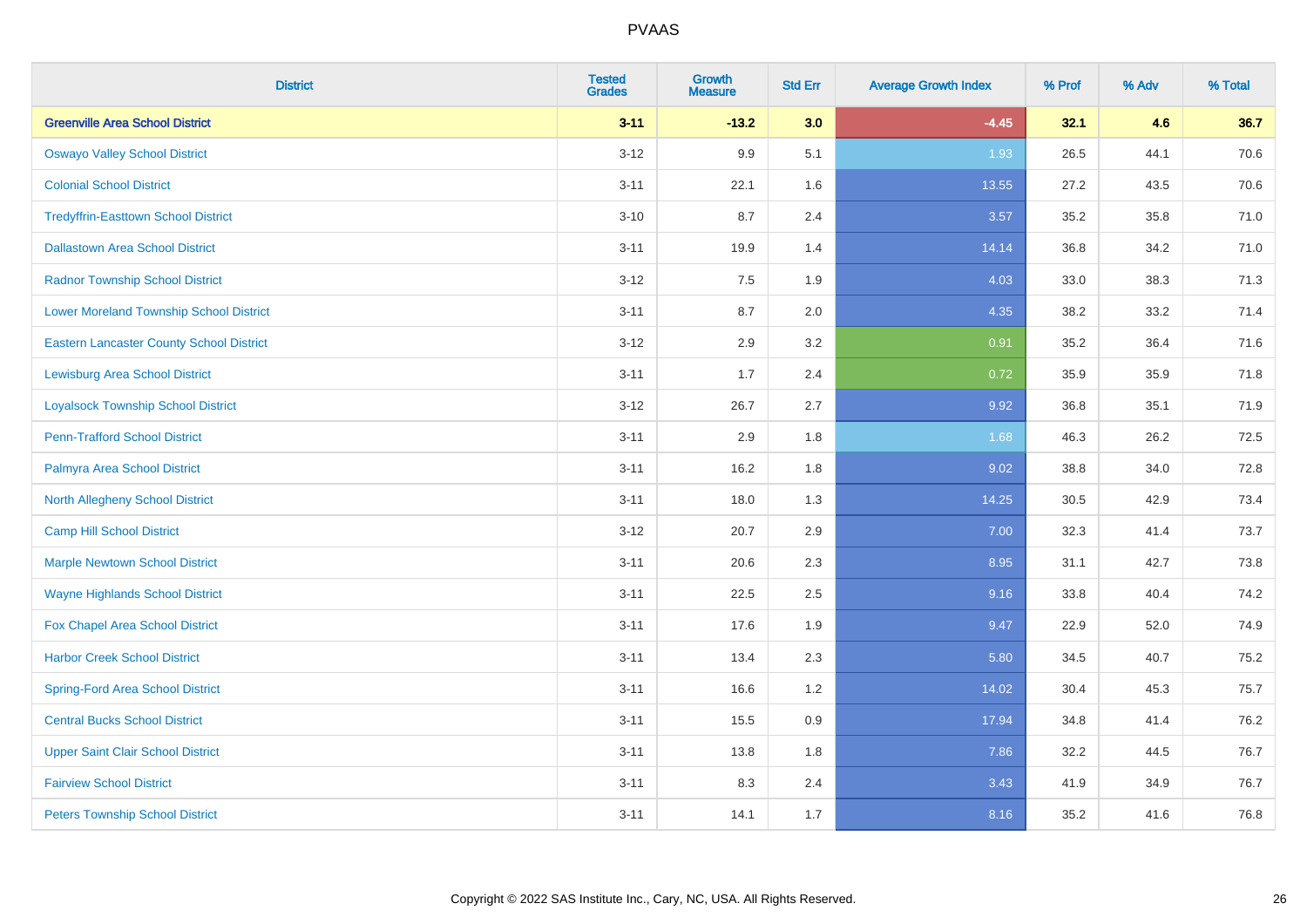# PVAAS

| District | Tested Grades | Growth Measure | Std Err | Average Growth Index | % Prof | % Adv | % Total |
|---|---|---|---|---|---|---|---|
| **Greenville Area School District** | **3-11** | **-13.2** | **3.0** | **-4.45** | **32.1** | **4.6** | **36.7** |
| Oswayo Valley School District | 3-12 | 9.9 | 5.1 | 1.93 | 26.5 | 44.1 | 70.6 |
| Colonial School District | 3-11 | 22.1 | 1.6 | 13.55 | 27.2 | 43.5 | 70.6 |
| Tredyffrin-Easttown School District | 3-10 | 8.7 | 2.4 | 3.57 | 35.2 | 35.8 | 71.0 |
| Dallastown Area School District | 3-11 | 19.9 | 1.4 | 14.14 | 36.8 | 34.2 | 71.0 |
| Radnor Township School District | 3-12 | 7.5 | 1.9 | 4.03 | 33.0 | 38.3 | 71.3 |
| Lower Moreland Township School District | 3-11 | 8.7 | 2.0 | 4.35 | 38.2 | 33.2 | 71.4 |
| Eastern Lancaster County School District | 3-12 | 2.9 | 3.2 | 0.91 | 35.2 | 36.4 | 71.6 |
| Lewisburg Area School District | 3-11 | 1.7 | 2.4 | 0.72 | 35.9 | 35.9 | 71.8 |
| Loyalsock Township School District | 3-12 | 26.7 | 2.7 | 9.92 | 36.8 | 35.1 | 71.9 |
| Penn-Trafford School District | 3-11 | 2.9 | 1.8 | 1.68 | 46.3 | 26.2 | 72.5 |
| Palmyra Area School District | 3-11 | 16.2 | 1.8 | 9.02 | 38.8 | 34.0 | 72.8 |
| North Allegheny School District | 3-11 | 18.0 | 1.3 | 14.25 | 30.5 | 42.9 | 73.4 |
| Camp Hill School District | 3-12 | 20.7 | 2.9 | 7.00 | 32.3 | 41.4 | 73.7 |
| Marple Newtown School District | 3-11 | 20.6 | 2.3 | 8.95 | 31.1 | 42.7 | 73.8 |
| Wayne Highlands School District | 3-11 | 22.5 | 2.5 | 9.16 | 33.8 | 40.4 | 74.2 |
| Fox Chapel Area School District | 3-11 | 17.6 | 1.9 | 9.47 | 22.9 | 52.0 | 74.9 |
| Harbor Creek School District | 3-11 | 13.4 | 2.3 | 5.80 | 34.5 | 40.7 | 75.2 |
| Spring-Ford Area School District | 3-11 | 16.6 | 1.2 | 14.02 | 30.4 | 45.3 | 75.7 |
| Central Bucks School District | 3-11 | 15.5 | 0.9 | 17.94 | 34.8 | 41.4 | 76.2 |
| Upper Saint Clair School District | 3-11 | 13.8 | 1.8 | 7.86 | 32.2 | 44.5 | 76.7 |
| Fairview School District | 3-11 | 8.3 | 2.4 | 3.43 | 41.9 | 34.9 | 76.7 |
| Peters Township School District | 3-11 | 14.1 | 1.7 | 8.16 | 35.2 | 41.6 | 76.8 |

Copyright © 2022 SAS Institute Inc., Cary, NC, USA. All Rights Reserved.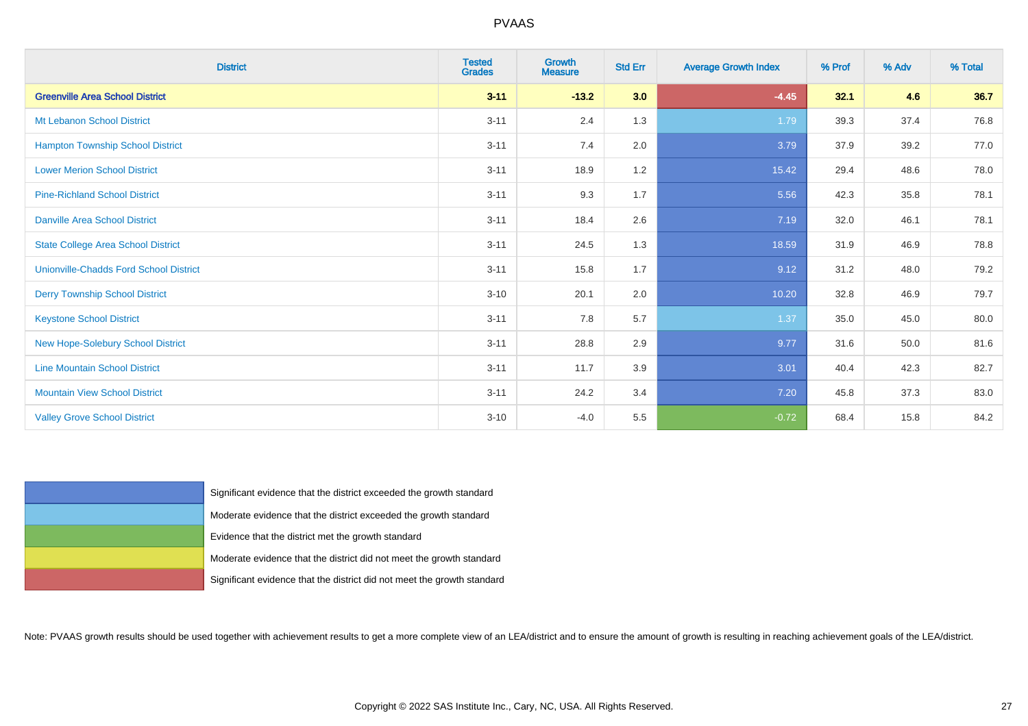# PVAAS

| District | Tested Grades | Growth Measure | Std Err | Average Growth Index | % Prof | % Adv | % Total |
|---|---|---|---|---|---|---|---|
| **Greenville Area School District** | **3-11** | **-13.2** | **3.0** | **-4.45** | **32.1** | **4.6** | **36.7** |
| Mt Lebanon School District | 3-11 | 2.4 | 1.3 | 1.79 | 39.3 | 37.4 | 76.8 |
| Hampton Township School District | 3-11 | 7.4 | 2.0 | 3.79 | 37.9 | 39.2 | 77.0 |
| Lower Merion School District | 3-11 | 18.9 | 1.2 | 15.42 | 29.4 | 48.6 | 78.0 |
| Pine-Richland School District | 3-11 | 9.3 | 1.7 | 5.56 | 42.3 | 35.8 | 78.1 |
| Danville Area School District | 3-11 | 18.4 | 2.6 | 7.19 | 32.0 | 46.1 | 78.1 |
| State College Area School District | 3-11 | 24.5 | 1.3 | 18.59 | 31.9 | 46.9 | 78.8 |
| Unionville-Chadds Ford School District | 3-11 | 15.8 | 1.7 | 9.12 | 31.2 | 48.0 | 79.2 |
| Derry Township School District | 3-10 | 20.1 | 2.0 | 10.20 | 32.8 | 46.9 | 79.7 |
| Keystone School District | 3-11 | 7.8 | 5.7 | 1.37 | 35.0 | 45.0 | 80.0 |
| New Hope-Solebury School District | 3-11 | 28.8 | 2.9 | 9.77 | 31.6 | 50.0 | 81.6 |
| Line Mountain School District | 3-11 | 11.7 | 3.9 | 3.01 | 40.4 | 42.3 | 82.7 |
| Mountain View School District | 3-11 | 24.2 | 3.4 | 7.20 | 45.8 | 37.3 | 83.0 |
| Valley Grove School District | 3-10 | -4.0 | 5.5 | -0.72 | 68.4 | 15.8 | 84.2 |

Significant evidence that the district exceeded the growth standard

Moderate evidence that the district exceeded the growth standard

Evidence that the district met the growth standard

Moderate evidence that the district did not meet the growth standard

Significant evidence that the district did not meet the growth standard

Note: PVAAS growth results should be used together with achievement results to get a more complete view of an LEA/district and to ensure the amount of growth is resulting in reaching achievement goals of the LEA/district.

Copyright © 2022 SAS Institute Inc., Cary, NC, USA. All Rights Reserved.